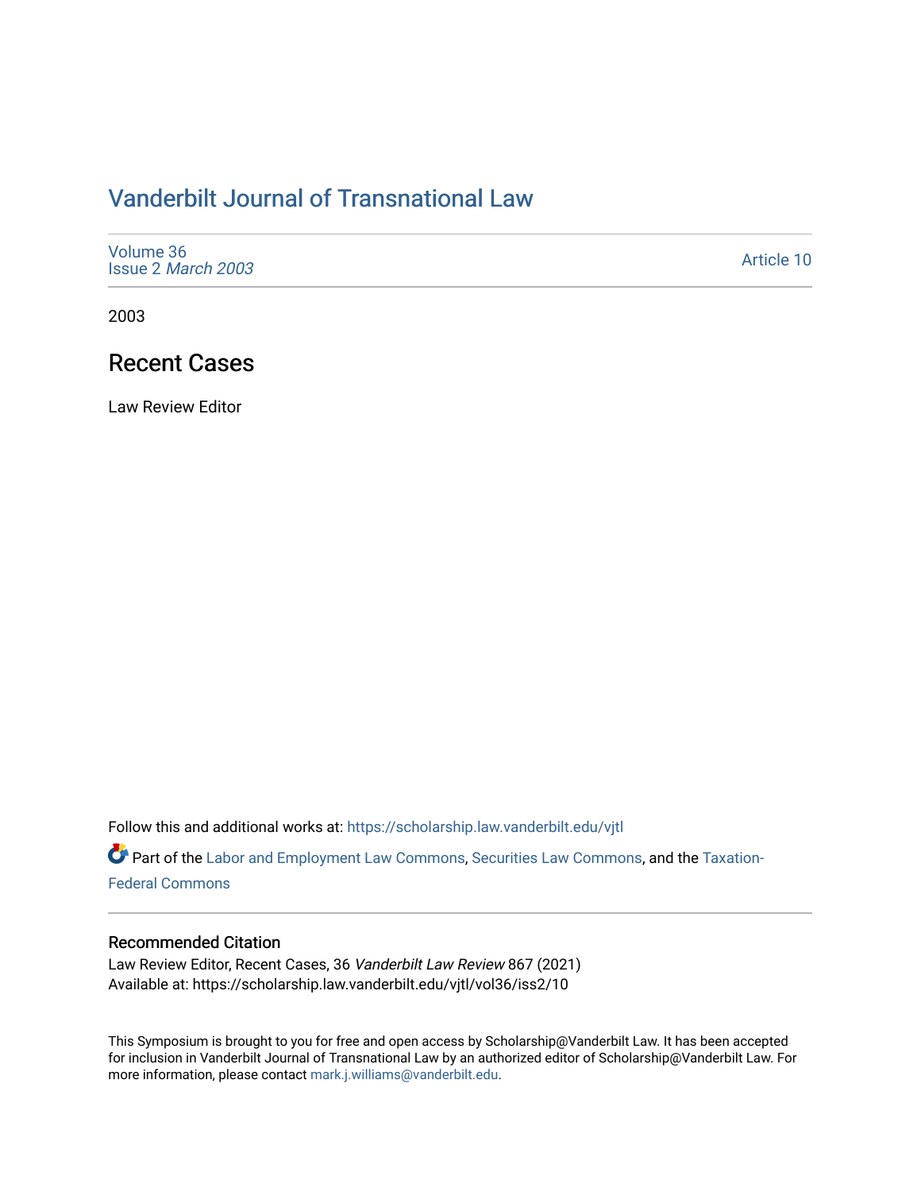# Vanderbilt Journal of Transnational Law

Volume 36
Issue 2 *March 2003*

Article 10

2003

## Recent Cases

Law Review Editor

Follow this and additional works at: https://scholarship.law.vanderbilt.edu/vjtl

Part of the Labor and Employment Law Commons, Securities Law Commons, and the Taxation-Federal Commons

### Recommended Citation

Law Review Editor, Recent Cases, 36 *Vanderbilt Law Review* 867 (2021)
Available at: https://scholarship.law.vanderbilt.edu/vjtl/vol36/iss2/10

This Symposium is brought to you for free and open access by Scholarship@Vanderbilt Law. It has been accepted for inclusion in Vanderbilt Journal of Transnational Law by an authorized editor of Scholarship@Vanderbilt Law. For more information, please contact mark.j.williams@vanderbilt.edu.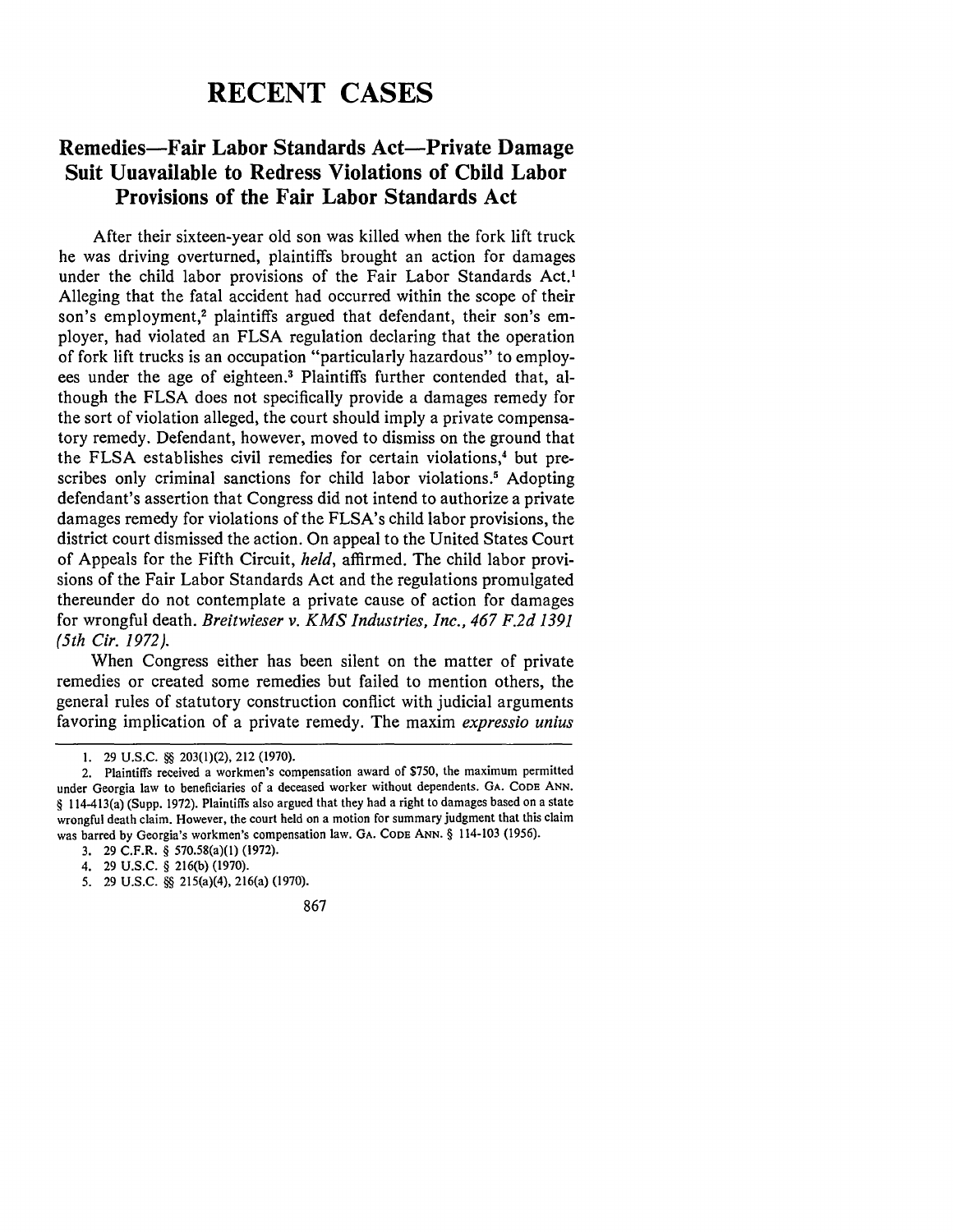# RECENT CASES

## Remedies—Fair Labor Standards Act—Private Damage Suit Uuavailable to Redress Violations of Cbild Labor Provisions of the Fair Labor Standards Act

After their sixteen-year old son was killed when the fork lift truck he was driving overturned, plaintiffs brought an action for damages under the child labor provisions of the Fair Labor Standards Act.[1] Alleging that the fatal accident had occurred within the scope of their son's employment,[2] plaintiffs argued that defendant, their son's employer, had violated an FLSA regulation declaring that the operation of fork lift trucks is an occupation "particularly hazardous" to employees under the age of eighteen.[3] Plaintiffs further contended that, although the FLSA does not specifically provide a damages remedy for the sort of violation alleged, the court should imply a private compensatory remedy. Defendant, however, moved to dismiss on the ground that the FLSA establishes civil remedies for certain violations,[4] but prescribes only criminal sanctions for child labor violations.[5] Adopting defendant's assertion that Congress did not intend to authorize a private damages remedy for violations of the FLSA's child labor provisions, the district court dismissed the action. On appeal to the United States Court of Appeals for the Fifth Circuit, *held*, affirmed. The child labor provisions of the Fair Labor Standards Act and the regulations promulgated thereunder do not contemplate a private cause of action for damages for wrongful death. *Breitwieser v. KMS Industries, Inc., 467 F.2d 1391 (5th Cir. 1972).*

When Congress either has been silent on the matter of private remedies or created some remedies but failed to mention others, the general rules of statutory construction conflict with judicial arguments favoring implication of a private remedy. The maxim *expressio unius*

---

1. 29 U.S.C. §§ 203(l)(2), 212 (1970).

2. Plaintiffs received a workmen's compensation award of $750, the maximum permitted under Georgia law to beneficiaries of a deceased worker without dependents. GA. CODE ANN. § 114-413(a) (Supp. 1972). Plaintiffs also argued that they had a right to damages based on a state wrongful death claim. However, the court held on a motion for summary judgment that this claim was barred by Georgia's workmen's compensation law. GA. CODE ANN. § 114-103 (1956).

3. 29 C.F.R. § 570.58(a)(1) (1972).

4. 29 U.S.C. § 216(b) (1970).

5. 29 U.S.C. §§ 215(a)(4), 216(a) (1970).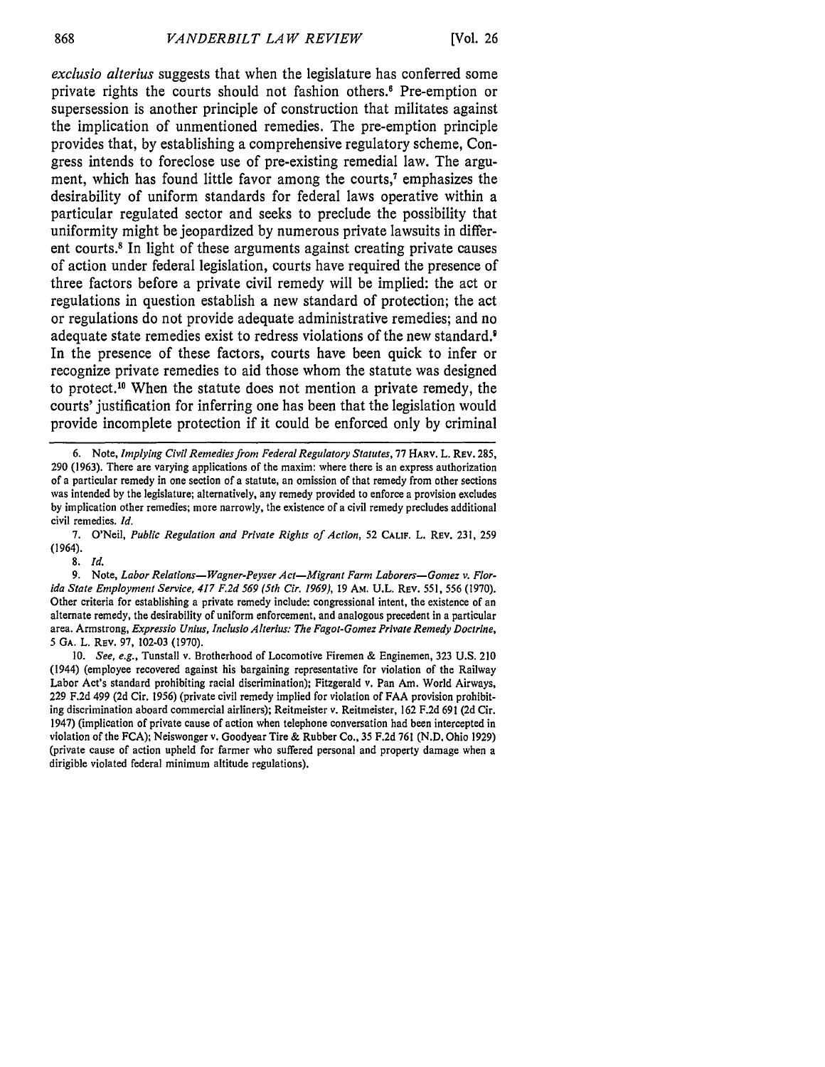*exclusio alterius* suggests that when the legislature has conferred some private rights the courts should not fashion others.[6] Pre-emption or supersession is another principle of construction that militates against the implication of unmentioned remedies. The pre-emption principle provides that, by establishing a comprehensive regulatory scheme, Congress intends to foreclose use of pre-existing remedial law. The argument, which has found little favor among the courts,[7] emphasizes the desirability of uniform standards for federal laws operative within a particular regulated sector and seeks to preclude the possibility that uniformity might be jeopardized by numerous private lawsuits in different courts.[8] In light of these arguments against creating private causes of action under federal legislation, courts have required the presence of three factors before a private civil remedy will be implied: the act or regulations in question establish a new standard of protection; the act or regulations do not provide adequate administrative remedies; and no adequate state remedies exist to redress violations of the new standard.[9] In the presence of these factors, courts have been quick to infer or recognize private remedies to aid those whom the statute was designed to protect.[10] When the statute does not mention a private remedy, the courts' justification for inferring one has been that the legislation would provide incomplete protection if it could be enforced only by criminal

---

6. Note, *Implying Civil Remedies from Federal Regulatory Statutes*, 77 HARV. L. REV. 285, 290 (1963). There are varying applications of the maxim: where there is an express authorization of a particular remedy in one section of a statute, an omission of that remedy from other sections was intended by the legislature; alternatively, any remedy provided to enforce a provision excludes by implication other remedies; more narrowly, the existence of a civil remedy precludes additional civil remedies. *Id.*

7. O'Neil, *Public Regulation and Private Rights of Action*, 52 CALIF. L. REV. 231, 259 (1964).

8. *Id.*

9. Note, *Labor Relations—Wagner-Peyser Act—Migrant Farm Laborers—Gomez v. Florida State Employment Service, 417 F.2d 569 (5th Cir. 1969)*, 19 AM. U.L. REV. 551, 556 (1970). Other criteria for establishing a private remedy include: congressional intent, the existence of an alternate remedy, the desirability of uniform enforcement, and analogous precedent in a particular area. Armstrong, *Expressio Unius, Inclusio Alterius: The Fagot-Gomez Private Remedy Doctrine*, 5 GA. L. REV. 97, 102-03 (1970).

10. *See, e.g.*, Tunstall v. Brotherhood of Locomotive Firemen & Enginemen, 323 U.S. 210 (1944) (employee recovered against his bargaining representative for violation of the Railway Labor Act's standard prohibiting racial discrimination); Fitzgerald v. Pan Am. World Airways, 229 F.2d 499 (2d Cir. 1956) (private civil remedy implied for violation of FAA provision prohibiting discrimination aboard commercial airliners); Reitmeister v. Reitmeister, 162 F.2d 691 (2d Cir. 1947) (implication of private cause of action when telephone conversation had been intercepted in violation of the FCA); Neiswonger v. Goodyear Tire & Rubber Co., 35 F.2d 761 (N.D. Ohio 1929) (private cause of action upheld for farmer who suffered personal and property damage when a dirigible violated federal minimum altitude regulations).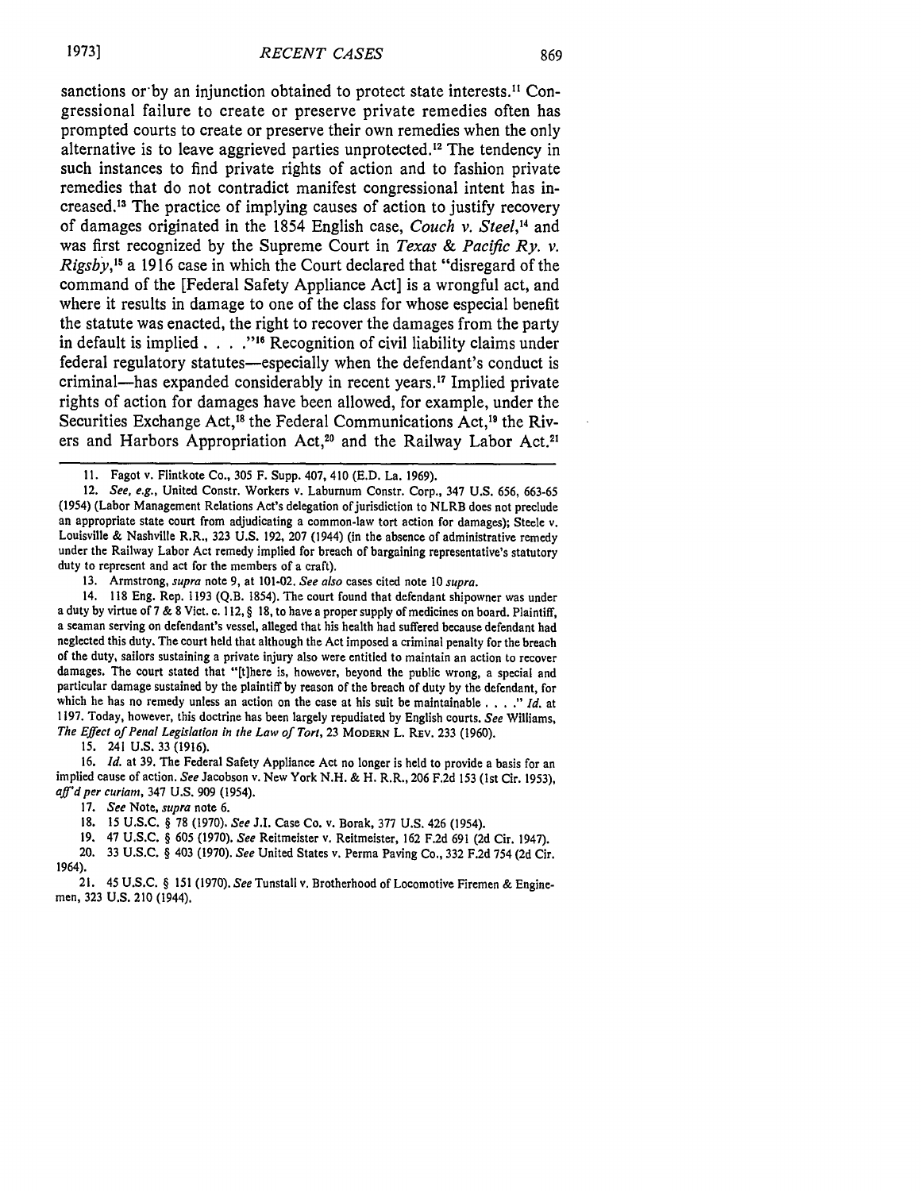sanctions or by an injunction obtained to protect state interests.[11] Congressional failure to create or preserve private remedies often has prompted courts to create or preserve their own remedies when the only alternative is to leave aggrieved parties unprotected.[12] The tendency in such instances to find private rights of action and to fashion private remedies that do not contradict manifest congressional intent has increased.[13] The practice of implying causes of action to justify recovery of damages originated in the 1854 English case, *Couch v. Steel*,[14] and was first recognized by the Supreme Court in *Texas & Pacific Ry. v. Rigsby*,[15] a 1916 case in which the Court declared that "disregard of the command of the [Federal Safety Appliance Act] is a wrongful act, and where it results in damage to one of the class for whose especial benefit the statute was enacted, the right to recover the damages from the party in default is implied . . . ."[16] Recognition of civil liability claims under federal regulatory statutes—especially when the defendant's conduct is criminal—has expanded considerably in recent years.[17] Implied private rights of action for damages have been allowed, for example, under the Securities Exchange Act,[18] the Federal Communications Act,[19] the Rivers and Harbors Appropriation Act,[20] and the Railway Labor Act.[21]

---

11. Fagot v. Flintkote Co., 305 F. Supp. 407, 410 (E.D. La. 1969).

12. *See, e.g.*, United Constr. Workers v. Laburnum Constr. Corp., 347 U.S. 656, 663-65 (1954) (Labor Management Relations Act's delegation of jurisdiction to NLRB does not preclude an appropriate state court from adjudicating a common-law tort action for damages); Steele v. Louisville & Nashville R.R., 323 U.S. 192, 207 (1944) (in the absence of administrative remedy under the Railway Labor Act remedy implied for breach of bargaining representative's statutory duty to represent and act for the members of a craft).

13. Armstrong, *supra* note 9, at 101-02. *See also* cases cited note 10 *supra*.

14. 118 Eng. Rep. 1193 (Q.B. 1854). The court found that defendant shipowner was under a duty by virtue of 7 & 8 Vict. c. 112, § 18, to have a proper supply of medicines on board. Plaintiff, a seaman serving on defendant's vessel, alleged that his health had suffered because defendant had neglected this duty. The court held that although the Act imposed a criminal penalty for the breach of the duty, sailors sustaining a private injury also were entitled to maintain an action to recover damages. The court stated that "[t]here is, however, beyond the public wrong, a special and particular damage sustained by the plaintiff by reason of the breach of duty by the defendant, for which he has no remedy unless an action on the case at his suit be maintainable . . . ." *Id.* at 1197. Today, however, this doctrine has been largely repudiated by English courts. *See* Williams, *The Effect of Penal Legislation in the Law of Tort*, 23 MODERN L. REV. 233 (1960).

15. 241 U.S. 33 (1916).

16. *Id.* at 39. The Federal Safety Appliance Act no longer is held to provide a basis for an implied cause of action. *See* Jacobson v. New York N.H. & H. R.R., 206 F.2d 153 (1st Cir. 1953), *aff'd per curiam*, 347 U.S. 909 (1954).

17. *See* Note, *supra* note 6.

18. 15 U.S.C. § 78 (1970). *See* J.I. Case Co. v. Borak, 377 U.S. 426 (1954).

19. 47 U.S.C. § 605 (1970). *See* Reitmeister v. Reitmeister, 162 F.2d 691 (2d Cir. 1947).

20. 33 U.S.C. § 403 (1970). *See* United States v. Perma Paving Co., 332 F.2d 754 (2d Cir. 1964).

21. 45 U.S.C. § 151 (1970). *See* Tunstall v. Brotherhood of Locomotive Firemen & Enginemen, 323 U.S. 210 (1944).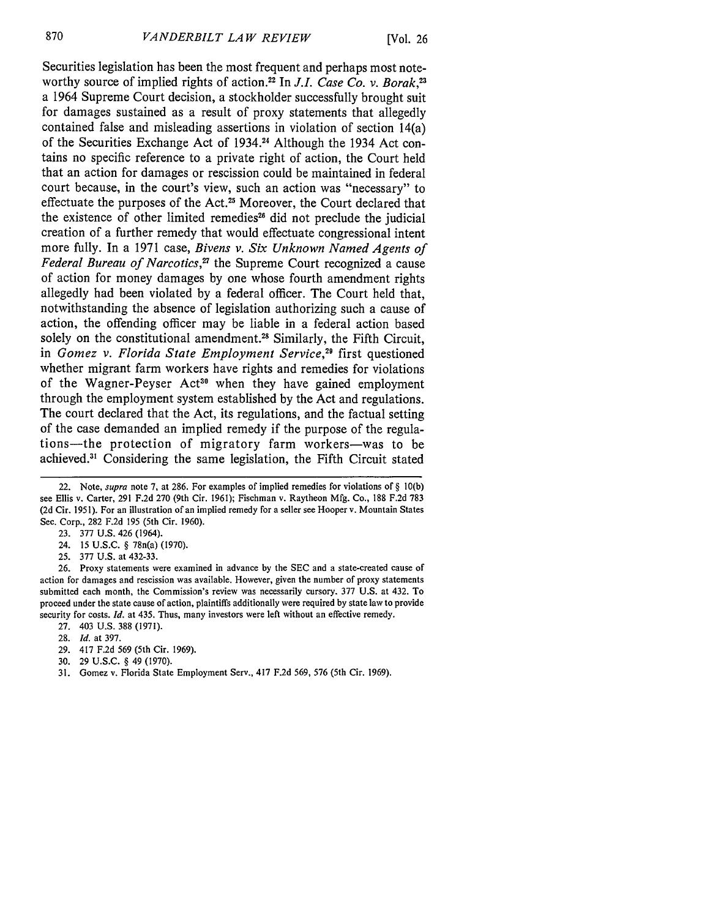Securities legislation has been the most frequent and perhaps most noteworthy source of implied rights of action.[22] In *J.I. Case Co. v. Borak*,[23] a 1964 Supreme Court decision, a stockholder successfully brought suit for damages sustained as a result of proxy statements that allegedly contained false and misleading assertions in violation of section 14(a) of the Securities Exchange Act of 1934.[24] Although the 1934 Act contains no specific reference to a private right of action, the Court held that an action for damages or rescission could be maintained in federal court because, in the court's view, such an action was "necessary" to effectuate the purposes of the Act.[25] Moreover, the Court declared that the existence of other limited remedies[26] did not preclude the judicial creation of a further remedy that would effectuate congressional intent more fully. In a 1971 case, *Bivens v. Six Unknown Named Agents of Federal Bureau of Narcotics*,[27] the Supreme Court recognized a cause of action for money damages by one whose fourth amendment rights allegedly had been violated by a federal officer. The Court held that, notwithstanding the absence of legislation authorizing such a cause of action, the offending officer may be liable in a federal action based solely on the constitutional amendment.[28] Similarly, the Fifth Circuit, in *Gomez v. Florida State Employment Service*,[29] first questioned whether migrant farm workers have rights and remedies for violations of the Wagner-Peyser Act[30] when they have gained employment through the employment system established by the Act and regulations. The court declared that the Act, its regulations, and the factual setting of the case demanded an implied remedy if the purpose of the regulations—the protection of migratory farm workers—was to be achieved.[31] Considering the same legislation, the Fifth Circuit stated

---

22. Note, *supra* note 7, at 286. For examples of implied remedies for violations of § 10(b) see Ellis v. Carter, 291 F.2d 270 (9th Cir. 1961); Fischman v. Raytheon Mfg. Co., 188 F.2d 783 (2d Cir. 1951). For an illustration of an implied remedy for a seller see Hooper v. Mountain States Sec. Corp., 282 F.2d 195 (5th Cir. 1960).

23. 377 U.S. 426 (1964).

24. 15 U.S.C. § 78n(a) (1970).

25. 377 U.S. at 432-33.

26. Proxy statements were examined in advance by the SEC and a state-created cause of action for damages and rescission was available. However, given the number of proxy statements submitted each month, the Commission's review was necessarily cursory. 377 U.S. at 432. To proceed under the state cause of action, plaintiffs additionally were required by state law to provide security for costs. *Id.* at 435. Thus, many investors were left without an effective remedy.

27. 403 U.S. 388 (1971).

28. *Id.* at 397.

29. 417 F.2d 569 (5th Cir. 1969).

30. 29 U.S.C. § 49 (1970).

31. Gomez v. Florida State Employment Serv., 417 F.2d 569, 576 (5th Cir. 1969).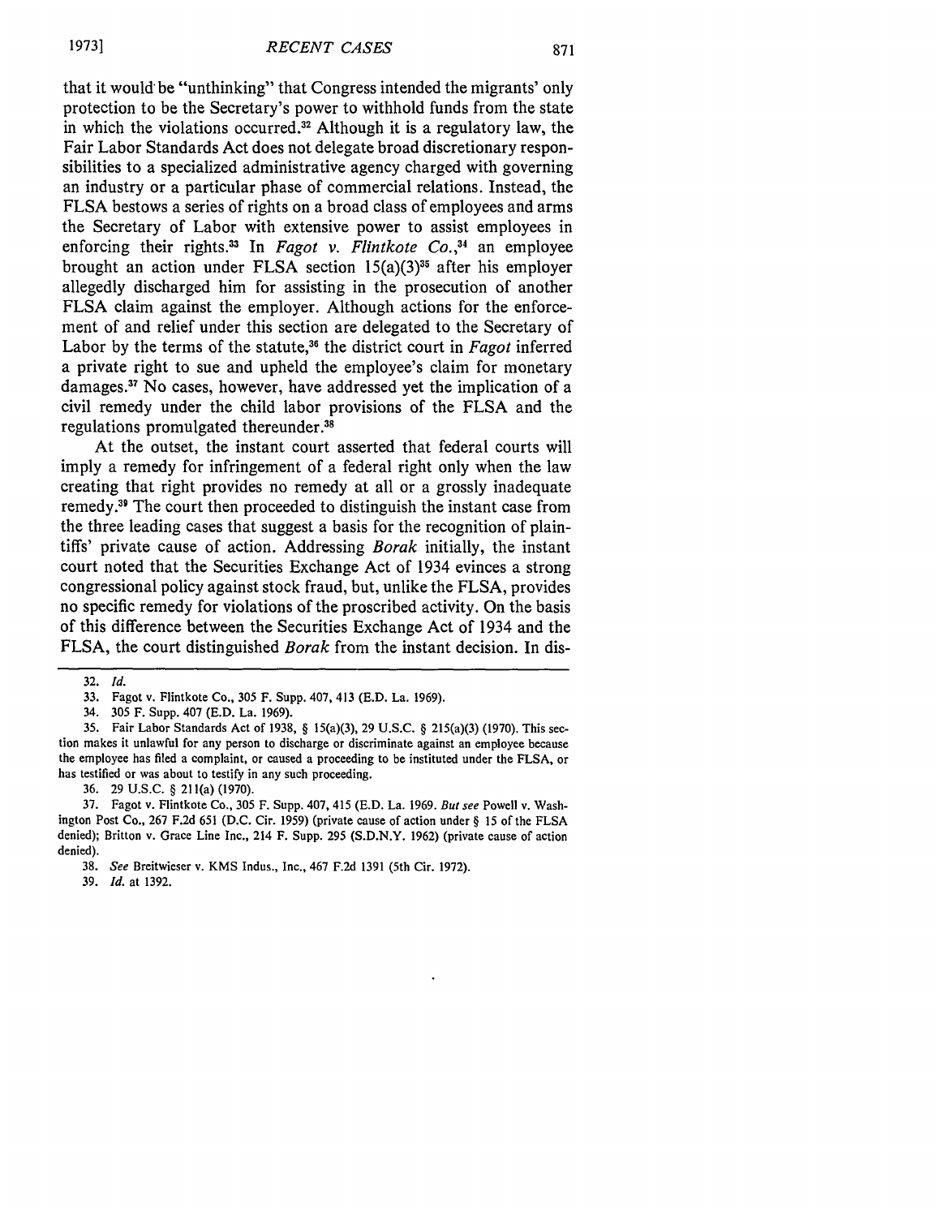that it would be "unthinking" that Congress intended the migrants' only protection to be the Secretary's power to withhold funds from the state in which the violations occurred.[32] Although it is a regulatory law, the Fair Labor Standards Act does not delegate broad discretionary responsibilities to a specialized administrative agency charged with governing an industry or a particular phase of commercial relations. Instead, the FLSA bestows a series of rights on a broad class of employees and arms the Secretary of Labor with extensive power to assist employees in enforcing their rights.[33] In *Fagot v. Flintkote Co.*,[34] an employee brought an action under FLSA section 15(a)(3)[35] after his employer allegedly discharged him for assisting in the prosecution of another FLSA claim against the employer. Although actions for the enforcement of and relief under this section are delegated to the Secretary of Labor by the terms of the statute,[36] the district court in *Fagot* inferred a private right to sue and upheld the employee's claim for monetary damages.[37] No cases, however, have addressed yet the implication of a civil remedy under the child labor provisions of the FLSA and the regulations promulgated thereunder.[38]

At the outset, the instant court asserted that federal courts will imply a remedy for infringement of a federal right only when the law creating that right provides no remedy at all or a grossly inadequate remedy.[39] The court then proceeded to distinguish the instant case from the three leading cases that suggest a basis for the recognition of plaintiffs' private cause of action. Addressing *Borak* initially, the instant court noted that the Securities Exchange Act of 1934 evinces a strong congressional policy against stock fraud, but, unlike the FLSA, provides no specific remedy for violations of the proscribed activity. On the basis of this difference between the Securities Exchange Act of 1934 and the FLSA, the court distinguished *Borak* from the instant decision. In dis-

---

32. *Id.*

33. Fagot v. Flintkote Co., 305 F. Supp. 407, 413 (E.D. La. 1969).

34. 305 F. Supp. 407 (E.D. La. 1969).

35. Fair Labor Standards Act of 1938, § 15(a)(3), 29 U.S.C. § 215(a)(3) (1970). This section makes it unlawful for any person to discharge or discriminate against an employee because the employee has filed a complaint, or caused a proceeding to be instituted under the FLSA, or has testified or was about to testify in any such proceeding.

36. 29 U.S.C. § 211(a) (1970).

37. Fagot v. Flintkote Co., 305 F. Supp. 407, 415 (E.D. La. 1969. *But see* Powell v. Washington Post Co., 267 F.2d 651 (D.C. Cir. 1959) (private cause of action under § 15 of the FLSA denied); Britton v. Grace Line Inc., 214 F. Supp. 295 (S.D.N.Y. 1962) (private cause of action denied).

38. *See* Breitwieser v. KMS Indus., Inc., 467 F.2d 1391 (5th Cir. 1972).

39. *Id.* at 1392.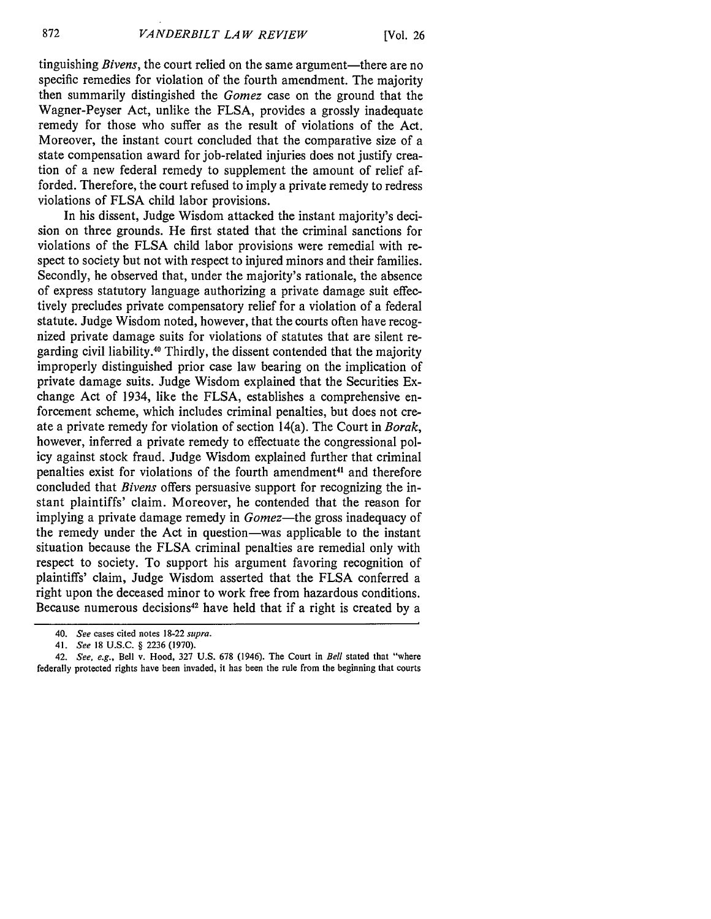tinguishing *Bivens*, the court relied on the same argument—there are no specific remedies for violation of the fourth amendment. The majority then summarily distinguished the *Gomez* case on the ground that the Wagner-Peyser Act, unlike the FLSA, provides a grossly inadequate remedy for those who suffer as the result of violations of the Act. Moreover, the instant court concluded that the comparative size of a state compensation award for job-related injuries does not justify creation of a new federal remedy to supplement the amount of relief afforded. Therefore, the court refused to imply a private remedy to redress violations of FLSA child labor provisions.

In his dissent, Judge Wisdom attacked the instant majority's decision on three grounds. He first stated that the criminal sanctions for violations of the FLSA child labor provisions were remedial with respect to society but not with respect to injured minors and their families. Secondly, he observed that, under the majority's rationale, the absence of express statutory language authorizing a private damage suit effectively precludes private compensatory relief for a violation of a federal statute. Judge Wisdom noted, however, that the courts often have recognized private damage suits for violations of statutes that are silent regarding civil liability.[40] Thirdly, the dissent contended that the majority improperly distinguished prior case law bearing on the implication of private damage suits. Judge Wisdom explained that the Securities Exchange Act of 1934, like the FLSA, establishes a comprehensive enforcement scheme, which includes criminal penalties, but does not create a private remedy for violation of section 14(a). The Court in *Borak*, however, inferred a private remedy to effectuate the congressional policy against stock fraud. Judge Wisdom explained further that criminal penalties exist for violations of the fourth amendment[41] and therefore concluded that *Bivens* offers persuasive support for recognizing the instant plaintiffs' claim. Moreover, he contended that the reason for implying a private damage remedy in *Gomez*—the gross inadequacy of the remedy under the Act in question—was applicable to the instant situation because the FLSA criminal penalties are remedial only with respect to society. To support his argument favoring recognition of plaintiffs' claim, Judge Wisdom asserted that the FLSA conferred a right upon the deceased minor to work free from hazardous conditions. Because numerous decisions[42] have held that if a right is created by a

---

40. *See* cases cited notes 18-22 *supra*.

41. *See* 18 U.S.C. § 2236 (1970).

42. *See, e.g.*, Bell v. Hood, 327 U.S. 678 (1946). The Court in *Bell* stated that "where federally protected rights have been invaded, it has been the rule from the beginning that courts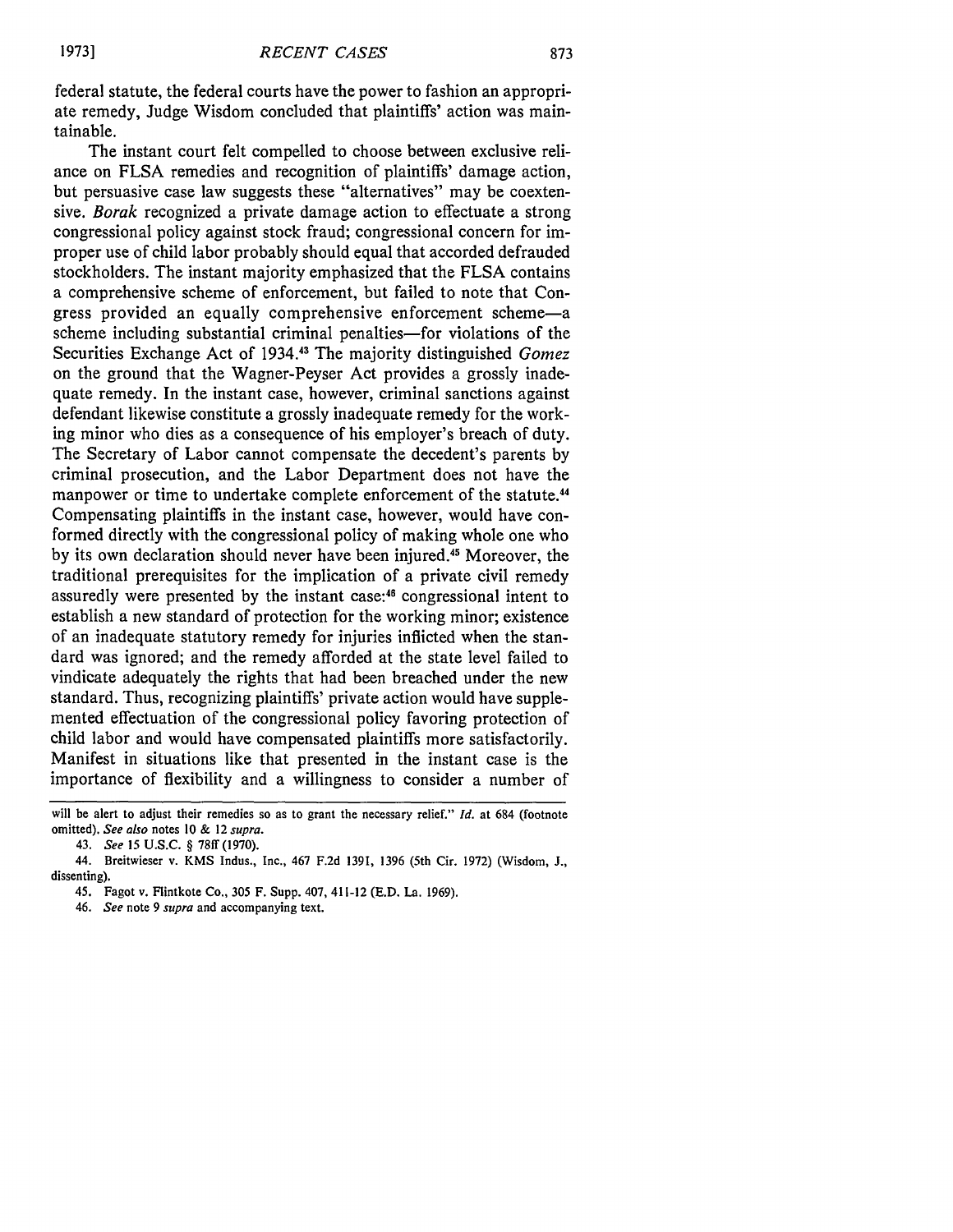federal statute, the federal courts have the power to fashion an appropriate remedy, Judge Wisdom concluded that plaintiffs' action was maintainable.

The instant court felt compelled to choose between exclusive reliance on FLSA remedies and recognition of plaintiffs' damage action, but persuasive case law suggests these "alternatives" may be coextensive. *Borak* recognized a private damage action to effectuate a strong congressional policy against stock fraud; congressional concern for improper use of child labor probably should equal that accorded defrauded stockholders. The instant majority emphasized that the FLSA contains a comprehensive scheme of enforcement, but failed to note that Congress provided an equally comprehensive enforcement scheme—a scheme including substantial criminal penalties—for violations of the Securities Exchange Act of 1934.[43] The majority distinguished *Gomez* on the ground that the Wagner-Peyser Act provides a grossly inadequate remedy. In the instant case, however, criminal sanctions against defendant likewise constitute a grossly inadequate remedy for the working minor who dies as a consequence of his employer's breach of duty. The Secretary of Labor cannot compensate the decedent's parents by criminal prosecution, and the Labor Department does not have the manpower or time to undertake complete enforcement of the statute.[44] Compensating plaintiffs in the instant case, however, would have conformed directly with the congressional policy of making whole one who by its own declaration should never have been injured.[45] Moreover, the traditional prerequisites for the implication of a private civil remedy assuredly were presented by the instant case:[46] congressional intent to establish a new standard of protection for the working minor; existence of an inadequate statutory remedy for injuries inflicted when the standard was ignored; and the remedy afforded at the state level failed to vindicate adequately the rights that had been breached under the new standard. Thus, recognizing plaintiffs' private action would have supplemented effectuation of the congressional policy favoring protection of child labor and would have compensated plaintiffs more satisfactorily. Manifest in situations like that presented in the instant case is the importance of flexibility and a willingness to consider a number of

---

will be alert to adjust their remedies so as to grant the necessary relief." *Id.* at 684 (footnote omitted). *See also* notes 10 & 12 *supra*.

43. *See* 15 U.S.C. § 78ff (1970).

44. Breitwieser v. KMS Indus., Inc., 467 F.2d 1391, 1396 (5th Cir. 1972) (Wisdom, J., dissenting).

45. Fagot v. Flintkote Co., 305 F. Supp. 407, 411-12 (E.D. La. 1969).

46. *See* note 9 *supra* and accompanying text.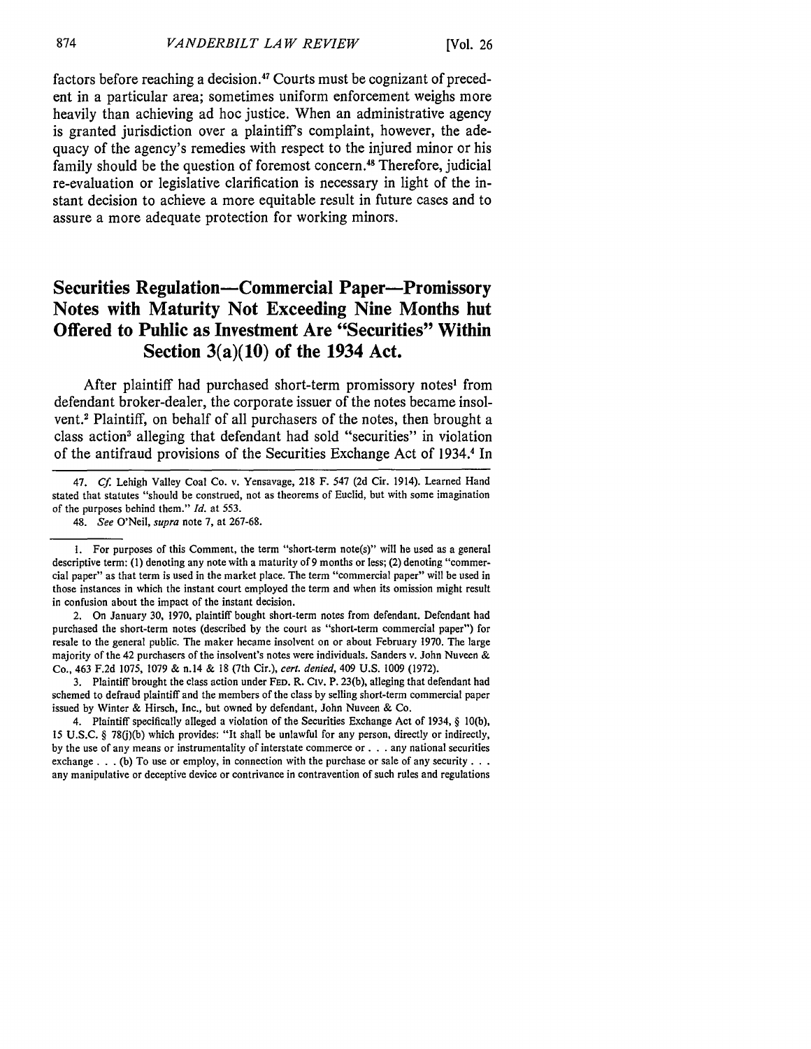factors before reaching a decision.[47] Courts must be cognizant of precedent in a particular area; sometimes uniform enforcement weighs more heavily than achieving ad hoc justice. When an administrative agency is granted jurisdiction over a plaintiff's complaint, however, the adequacy of the agency's remedies with respect to the injured minor or his family should be the question of foremost concern.[48] Therefore, judicial re-evaluation or legislative clarification is necessary in light of the instant decision to achieve a more equitable result in future cases and to assure a more adequate protection for working minors.

## Securities Regulation—Commercial Paper—Promissory Notes with Maturity Not Exceeding Nine Months but Offered to Public as Investment Are "Securities" Within Section 3(a)(10) of the 1934 Act.

After plaintiff had purchased short-term promissory notes[1] from defendant broker-dealer, the corporate issuer of the notes became insolvent.[2] Plaintiff, on behalf of all purchasers of the notes, then brought a class action[3] alleging that defendant had sold "securities" in violation of the antifraud provisions of the Securities Exchange Act of 1934.[4] In

---

47. *Cf.* Lehigh Valley Coal Co. v. Yensavage, 218 F. 547 (2d Cir. 1914). Learned Hand stated that statutes "should be construed, not as theorems of Euclid, but with some imagination of the purposes behind them." *Id.* at 553.

48. *See* O'Neil, *supra* note 7, at 267-68.

---

1. For purposes of this Comment, the term "short-term note(s)" will be used as a general descriptive term: (1) denoting any note with a maturity of 9 months or less; (2) denoting "commercial paper" as that term is used in the market place. The term "commercial paper" will be used in those instances in which the instant court employed the term and when its omission might result in confusion about the impact of the instant decision.

2. On January 30, 1970, plaintiff bought short-term notes from defendant. Defendant had purchased the short-term notes (described by the court as "short-term commercial paper") for resale to the general public. The maker became insolvent on or about February 1970. The large majority of the 42 purchasers of the insolvent's notes were individuals. Sanders v. John Nuveen & Co., 463 F.2d 1075, 1079 & n.14 & 18 (7th Cir.), *cert. denied*, 409 U.S. 1009 (1972).

3. Plaintiff brought the class action under FED. R. CIV. P. 23(b), alleging that defendant had schemed to defraud plaintiff and the members of the class by selling short-term commercial paper issued by Winter & Hirsch, Inc., but owned by defendant, John Nuveen & Co.

4. Plaintiff specifically alleged a violation of the Securities Exchange Act of 1934, § 10(b), 15 U.S.C. § 78(j)(b) which provides: "It shall be unlawful for any person, directly or indirectly, by the use of any means or instrumentality of interstate commerce or . . . any national securities exchange . . . (b) To use or employ, in connection with the purchase or sale of any security . . . any manipulative or deceptive device or contrivance in contravention of such rules and regulations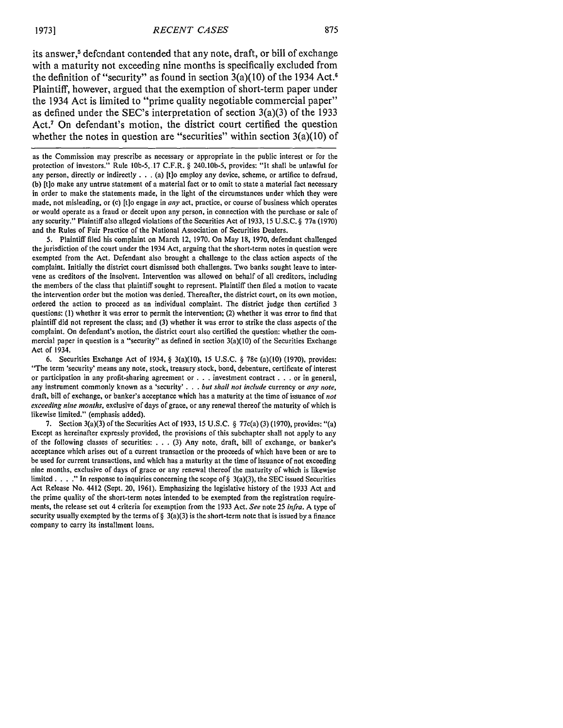its answer,[5] defendant contended that any note, draft, or bill of exchange with a maturity not exceeding nine months is specifically excluded from the definition of "security" as found in section 3(a)(10) of the 1934 Act.[6] Plaintiff, however, argued that the exemption of short-term paper under the 1934 Act is limited to "prime quality negotiable commercial paper" as defined under the SEC's interpretation of section 3(a)(3) of the 1933 Act.[7] On defendant's motion, the district court certified the question whether the notes in question are "securities" within section 3(a)(10) of

---

as the Commission may prescribe as necessary or appropriate in the public interest or for the protection of investors." Rule 10b-5, 17 C.F.R. § 240.10b-5, provides: "It shall be unlawful for any person, directly or indirectly . . . (a) [t]o employ any device, scheme, or artifice to defraud, (b) [t]o make any untrue statement of a material fact or to omit to state a material fact necessary in order to make the statements made, in the light of the circumstances under which they were made, not misleading, or (c) [t]o engage in *any* act, practice, or course of business which operates or would operate as a fraud or deceit upon any person, in connection with the purchase or sale of any security." Plaintiff also alleged violations of the Securities Act of 1933, 15 U.S.C. § 77a (1970) and the Rules of Fair Practice of the National Association of Securities Dealers.

5. Plaintiff filed his complaint on March 12, 1970. On May 18, 1970, defendant challenged the jurisdiction of the court under the 1934 Act, arguing that the short-term notes in question were exempted from the Act. Defendant also brought a challenge to the class action aspects of the complaint. Initially the district court dismissed both challenges. Two banks sought leave to intervene as creditors of the insolvent. Intervention was allowed on behalf of all creditors, including the members of the class that plaintiff sought to represent. Plaintiff then filed a motion to vacate the intervention order but the motion was denied. Thereafter, the district court, on its own motion, ordered the action to proceed as an individual complaint. The district judge then certified 3 questions: (1) whether it was error to permit the intervention; (2) whether it was error to find that plaintiff did not represent the class; and (3) whether it was error to strike the class aspects of the complaint. On defendant's motion, the district court also certified the question: whether the commercial paper in question is a "security" as defined in section 3(a)(10) of the Securities Exchange Act of 1934.

6. Securities Exchange Act of 1934, § 3(a)(10), 15 U.S.C. § 78c (a)(10) (1970), provides: "The term 'security' means any note, stock, treasury stock, bond, debenture, certificate of interest or participation in any profit-sharing agreement or . . . investment contract . . . or in general, any instrument commonly known as a 'security' . . . *but shall not include* currency or *any note,* draft, bill of exchange, or banker's acceptance which has a maturity at the time of issuance of *not exceeding nine months,* exclusive of days of grace, or any renewal thereof the maturity of which is likewise limited." (emphasis added).

7. Section 3(a)(3) of the Securities Act of 1933, 15 U.S.C. § 77c(a) (3) (1970), provides: "(a) Except as hereinafter expressly provided, the provisions of this subchapter shall not apply to any of the following classes of securities: . . . (3) Any note, draft, bill of exchange, or banker's acceptance which arises out of a current transaction or the proceeds of which have been or are to be used for current transactions, and which has a maturity at the time of issuance of not exceeding nine months, exclusive of days of grace or any renewal thereof the maturity of which is likewise limited . . . ." In response to inquiries concerning the scope of § 3(a)(3), the SEC issued Securities Act Release No. 4412 (Sept. 20, 1961). Emphasizing the legislative history of the 1933 Act and the prime quality of the short-term notes intended to be exempted from the registration requirements, the release set out 4 criteria for exemption from the 1933 Act. *See* note 25 *infra.* A type of security usually exempted by the terms of § 3(a)(3) is the short-term note that is issued by a finance company to carry its installment loans.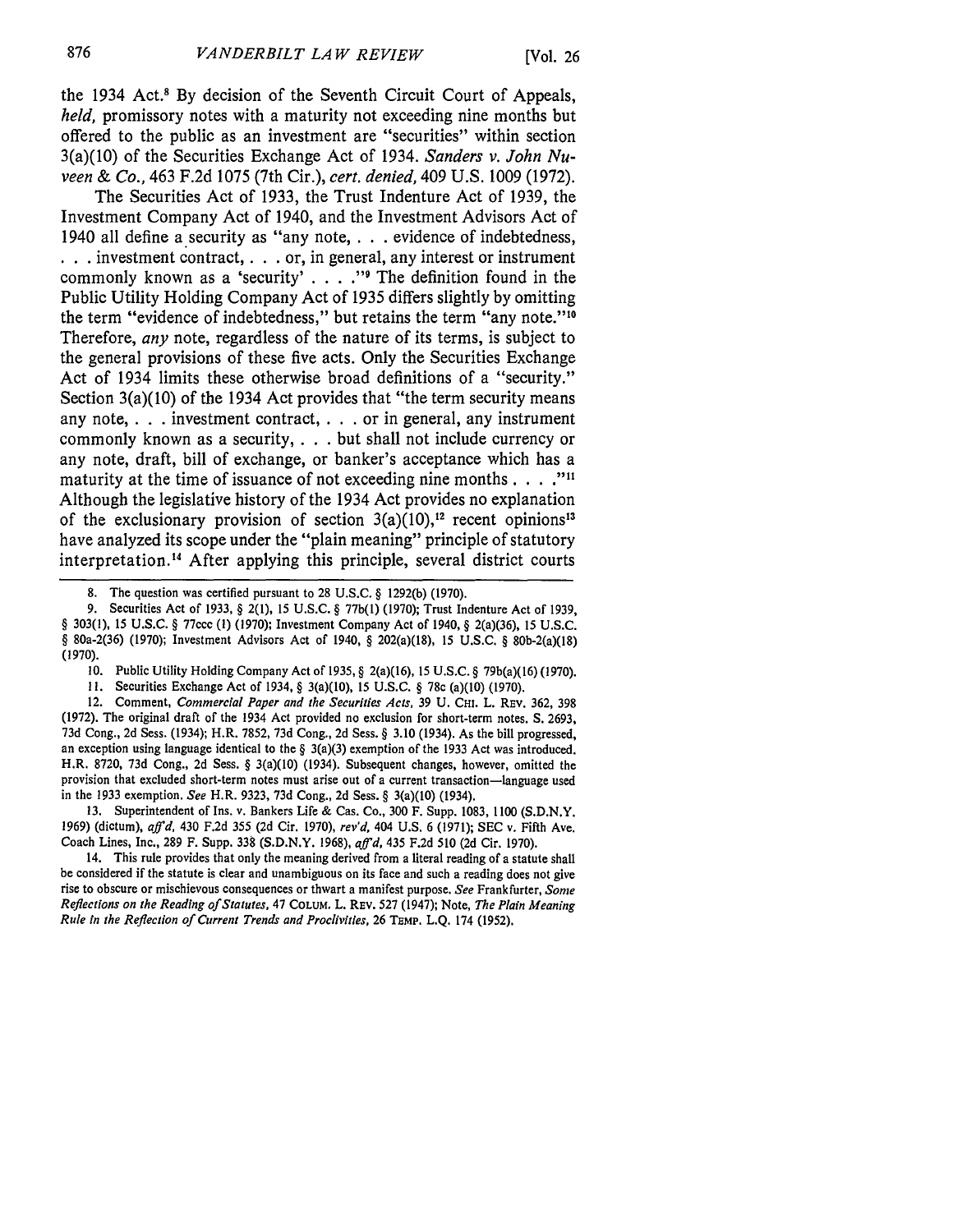the 1934 Act.[8] By decision of the Seventh Circuit Court of Appeals, *held*, promissory notes with a maturity not exceeding nine months but offered to the public as an investment are "securities" within section 3(a)(10) of the Securities Exchange Act of 1934. *Sanders v. John Nuveen & Co.*, 463 F.2d 1075 (7th Cir.), *cert. denied*, 409 U.S. 1009 (1972).

The Securities Act of 1933, the Trust Indenture Act of 1939, the Investment Company Act of 1940, and the Investment Advisors Act of 1940 all define a security as "any note, . . . evidence of indebtedness, . . . investment contract, . . . or, in general, any interest or instrument commonly known as a 'security' . . . ."[9] The definition found in the Public Utility Holding Company Act of 1935 differs slightly by omitting the term "evidence of indebtedness," but retains the term "any note."[10] Therefore, *any* note, regardless of the nature of its terms, is subject to the general provisions of these five acts. Only the Securities Exchange Act of 1934 limits these otherwise broad definitions of a "security." Section 3(a)(10) of the 1934 Act provides that "the term security means any note, . . . investment contract, . . . or in general, any instrument commonly known as a security, . . . but shall not include currency or any note, draft, bill of exchange, or banker's acceptance which has a maturity at the time of issuance of not exceeding nine months . . . ."[11] Although the legislative history of the 1934 Act provides no explanation of the exclusionary provision of section 3(a)(10),[12] recent opinions[13] have analyzed its scope under the "plain meaning" principle of statutory interpretation.[14] After applying this principle, several district courts

---

8. The question was certified pursuant to 28 U.S.C. § 1292(b) (1970).

9. Securities Act of 1933, § 2(1), 15 U.S.C. § 77b(1) (1970); Trust Indenture Act of 1939, § 303(1), 15 U.S.C. § 77ccc (1) (1970); Investment Company Act of 1940, § 2(a)(36), 15 U.S.C. § 80a-2(36) (1970); Investment Advisors Act of 1940, § 202(a)(18), 15 U.S.C. § 80b-2(a)(18) (1970).

10. Public Utility Holding Company Act of 1935, § 2(a)(16), 15 U.S.C. § 79b(a)(16) (1970).

11. Securities Exchange Act of 1934, § 3(a)(10), 15 U.S.C. § 78c (a)(10) (1970).

12. Comment, *Commercial Paper and the Securities Acts*, 39 U. CHI. L. REV. 362, 398 (1972). The original draft of the 1934 Act provided no exclusion for short-term notes. S. 2693, 73d Cong., 2d Sess. (1934); H.R. 7852, 73d Cong., 2d Sess. § 3.10 (1934). As the bill progressed, an exception using language identical to the § 3(a)(3) exemption of the 1933 Act was introduced. H.R. 8720, 73d Cong., 2d Sess. § 3(a)(10) (1934). Subsequent changes, however, omitted the provision that excluded short-term notes must arise out of a current transaction—language used in the 1933 exemption. *See* H.R. 9323, 73d Cong., 2d Sess. § 3(a)(10) (1934).

13. Superintendent of Ins. v. Bankers Life & Cas. Co., 300 F. Supp. 1083, 1100 (S.D.N.Y. 1969) (dictum), *aff'd*, 430 F.2d 355 (2d Cir. 1970), *rev'd*, 404 U.S. 6 (1971); SEC v. Fifth Ave. Coach Lines, Inc., 289 F. Supp. 338 (S.D.N.Y. 1968), *aff'd*, 435 F.2d 510 (2d Cir. 1970).

14. This rule provides that only the meaning derived from a literal reading of a statute shall be considered if the statute is clear and unambiguous on its face and such a reading does not give rise to obscure or mischievous consequences or thwart a manifest purpose. *See* Frankfurter, *Some Reflections on the Reading of Statutes*, 47 COLUM. L. REV. 527 (1947); Note, *The Plain Meaning Rule in the Reflection of Current Trends and Proclivities*, 26 TEMP. L.Q. 174 (1952).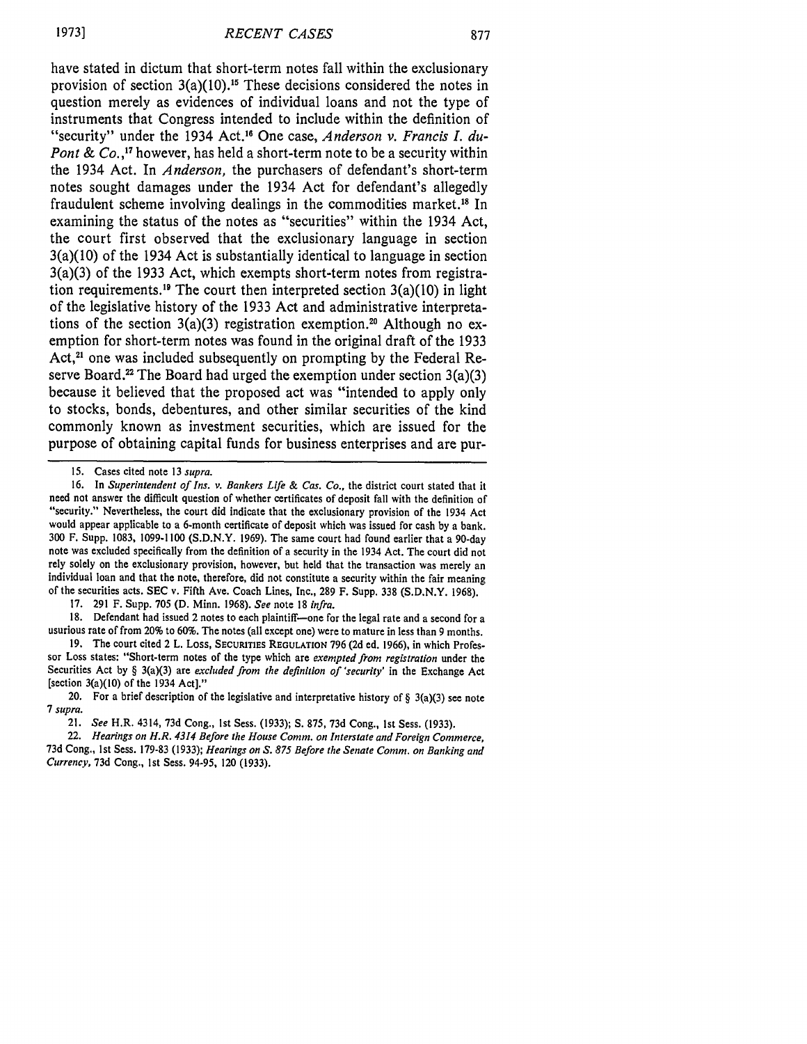have stated in dictum that short-term notes fall within the exclusionary provision of section 3(a)(10).[15] These decisions considered the notes in question merely as evidences of individual loans and not the type of instruments that Congress intended to include within the definition of "security" under the 1934 Act.[16] One case, *Anderson v. Francis I. du-Pont & Co.*,[17] however, has held a short-term note to be a security within the 1934 Act. In *Anderson*, the purchasers of defendant's short-term notes sought damages under the 1934 Act for defendant's allegedly fraudulent scheme involving dealings in the commodities market.[18] In examining the status of the notes as "securities" within the 1934 Act, the court first observed that the exclusionary language in section 3(a)(10) of the 1934 Act is substantially identical to language in section 3(a)(3) of the 1933 Act, which exempts short-term notes from registration requirements.[19] The court then interpreted section 3(a)(10) in light of the legislative history of the 1933 Act and administrative interpretations of the section 3(a)(3) registration exemption.[20] Although no exemption for short-term notes was found in the original draft of the 1933 Act,[21] one was included subsequently on prompting by the Federal Reserve Board.[22] The Board had urged the exemption under section 3(a)(3) because it believed that the proposed act was "intended to apply only to stocks, bonds, debentures, and other similar securities of the kind commonly known as investment securities, which are issued for the purpose of obtaining capital funds for business enterprises and are pur-

---

15. Cases cited note 13 *supra*.

16. In *Superintendent of Ins. v. Bankers Life & Cas. Co.*, the district court stated that it need not answer the difficult question of whether certificates of deposit fall with the definition of "security." Nevertheless, the court did indicate that the exclusionary provision of the 1934 Act would appear applicable to a 6-month certificate of deposit which was issued for cash by a bank. 300 F. Supp. 1083, 1099-1100 (S.D.N.Y. 1969). The same court had found earlier that a 90-day note was excluded specifically from the definition of a security in the 1934 Act. The court did not rely solely on the exclusionary provision, however, but held that the transaction was merely an individual loan and that the note, therefore, did not constitute a security within the fair meaning of the securities acts. SEC v. Fifth Ave. Coach Lines, Inc., 289 F. Supp. 338 (S.D.N.Y. 1968).

17. 291 F. Supp. 705 (D. Minn. 1968). *See* note 18 *infra*.

18. Defendant had issued 2 notes to each plaintiff—one for the legal rate and a second for a usurious rate of from 20% to 60%. The notes (all except one) were to mature in less than 9 months.

19. The court cited 2 L. Loss, SECURITIES REGULATION 796 (2d ed. 1966), in which Professor Loss states: "Short-term notes of the type which are *exempted from registration* under the Securities Act by § 3(a)(3) are *excluded from the definition of 'security'* in the Exchange Act [section 3(a)(10) of the 1934 Act]."

20. For a brief description of the legislative and interpretative history of § 3(a)(3) see note 7 *supra*.

21. *See* H.R. 4314, 73d Cong., 1st Sess. (1933); S. 875, 73d Cong., 1st Sess. (1933).

22. *Hearings on H.R. 4314 Before the House Comm. on Interstate and Foreign Commerce*, 73d Cong., 1st Sess. 179-83 (1933); *Hearings on S. 875 Before the Senate Comm. on Banking and Currency*, 73d Cong., 1st Sess. 94-95, 120 (1933).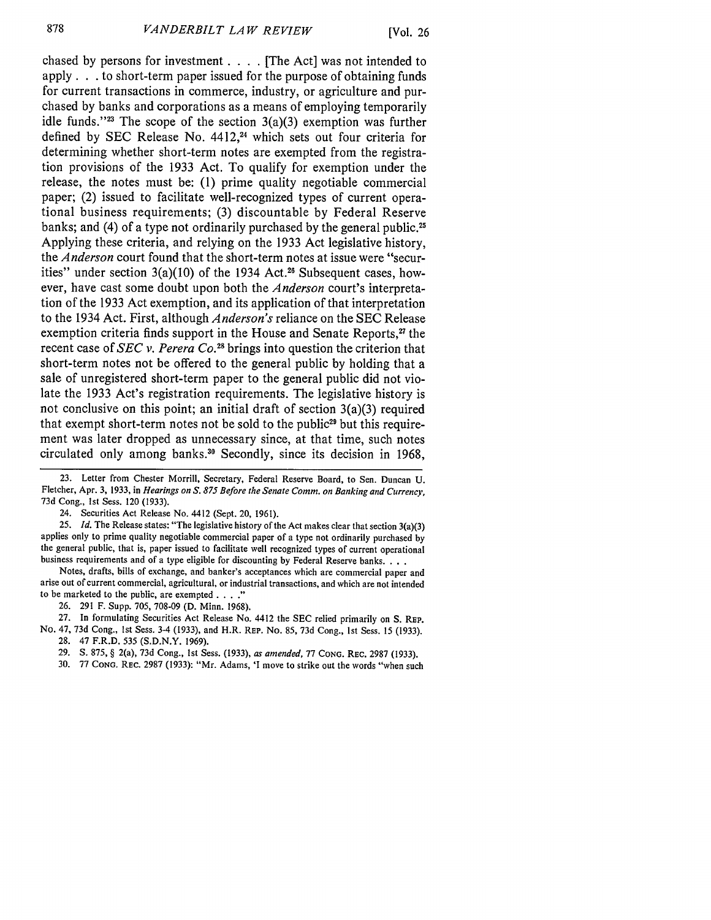chased by persons for investment . . . . [The Act] was not intended to apply . . . to short-term paper issued for the purpose of obtaining funds for current transactions in commerce, industry, or agriculture and purchased by banks and corporations as a means of employing temporarily idle funds."[23] The scope of the section 3(a)(3) exemption was further defined by SEC Release No. 4412,[24] which sets out four criteria for determining whether short-term notes are exempted from the registration provisions of the 1933 Act. To qualify for exemption under the release, the notes must be: (1) prime quality negotiable commercial paper; (2) issued to facilitate well-recognized types of current operational business requirements; (3) discountable by Federal Reserve banks; and (4) of a type not ordinarily purchased by the general public.[25] Applying these criteria, and relying on the 1933 Act legislative history, the *Anderson* court found that the short-term notes at issue were "securities" under section 3(a)(10) of the 1934 Act.[26] Subsequent cases, however, have cast some doubt upon both the *Anderson* court's interpretation of the 1933 Act exemption, and its application of that interpretation to the 1934 Act. First, although *Anderson's* reliance on the SEC Release exemption criteria finds support in the House and Senate Reports,[27] the recent case of *SEC v. Perera Co.*[28] brings into question the criterion that short-term notes not be offered to the general public by holding that a sale of unregistered short-term paper to the general public did not violate the 1933 Act's registration requirements. The legislative history is not conclusive on this point; an initial draft of section 3(a)(3) required that exempt short-term notes not be sold to the public[29] but this requirement was later dropped as unnecessary since, at that time, such notes circulated only among banks.[30] Secondly, since its decision in 1968,

---

23. Letter from Chester Morrill, Secretary, Federal Reserve Board, to Sen. Duncan U. Fletcher, Apr. 3, 1933, in *Hearings on S. 875 Before the Senate Comm. on Banking and Currency*, 73d Cong., 1st Sess. 120 (1933).

24. Securities Act Release No. 4412 (Sept. 20, 1961).

25. *Id.* The Release states: "The legislative history of the Act makes clear that section 3(a)(3) applies only to prime quality negotiable commercial paper of a type not ordinarily purchased by the general public, that is, paper issued to facilitate well recognized types of current operational business requirements and of a type eligible for discounting by Federal Reserve banks. . . .

Notes, drafts, bills of exchange, and banker's acceptances which are commercial paper and arise out of current commercial, agricultural, or industrial transactions, and which are not intended to be marketed to the public, are exempted . . . ."

26. 291 F. Supp. 705, 708-09 (D. Minn. 1968).

27. In formulating Securities Act Release No. 4412 the SEC relied primarily on S. REP. No. 47, 73d Cong., 1st Sess. 3-4 (1933), and H.R. REP. No. 85, 73d Cong., 1st Sess. 15 (1933).

28. 47 F.R.D. 535 (S.D.N.Y. 1969).

29. S. 875, § 2(a), 73d Cong., 1st Sess. (1933), *as amended*, 77 CONG. REC. 2987 (1933).

30. 77 CONG. REC. 2987 (1933): "Mr. Adams, 'I move to strike out the words "when such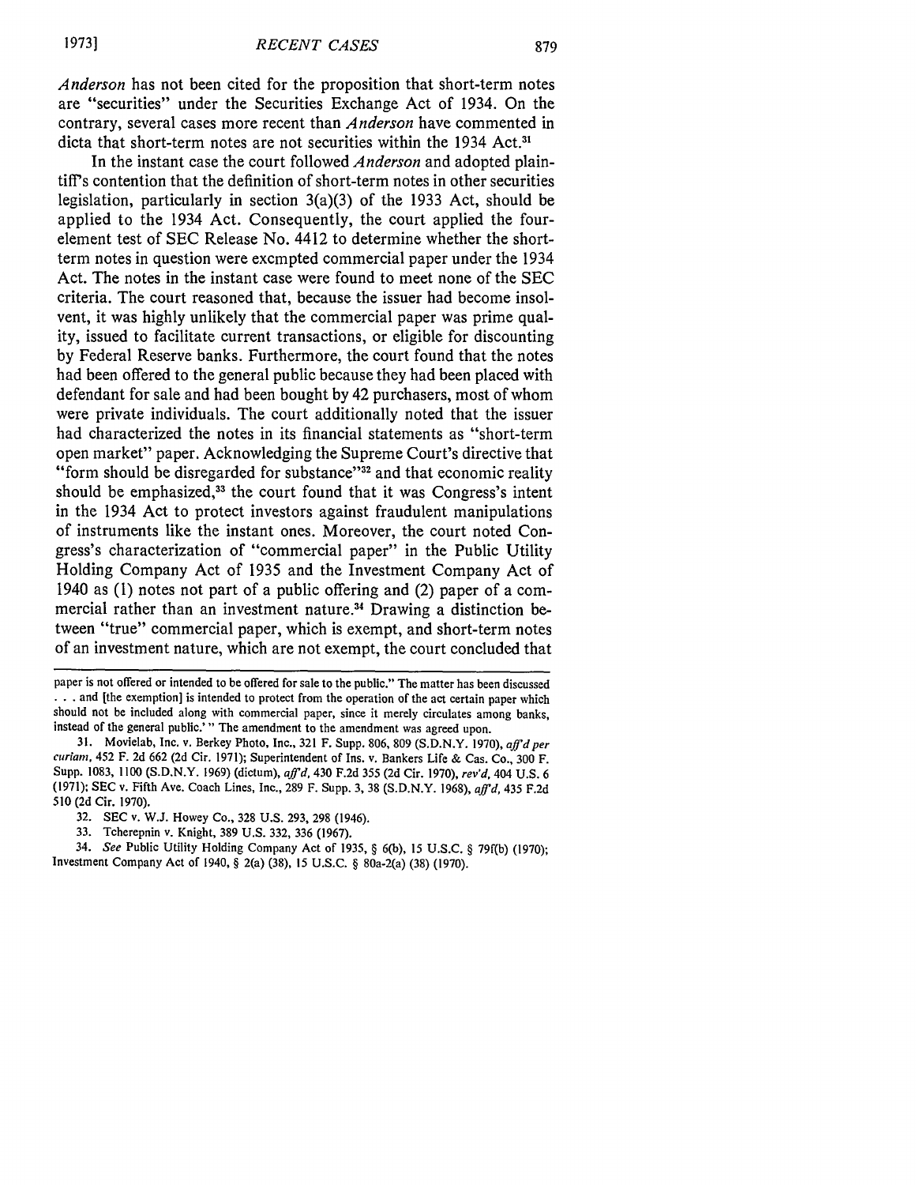*Anderson* has not been cited for the proposition that short-term notes are "securities" under the Securities Exchange Act of 1934. On the contrary, several cases more recent than *Anderson* have commented in dicta that short-term notes are not securities within the 1934 Act.[31]

In the instant case the court followed *Anderson* and adopted plaintiff's contention that the definition of short-term notes in other securities legislation, particularly in section 3(a)(3) of the 1933 Act, should be applied to the 1934 Act. Consequently, the court applied the four-element test of SEC Release No. 4412 to determine whether the short-term notes in question were exempted commercial paper under the 1934 Act. The notes in the instant case were found to meet none of the SEC criteria. The court reasoned that, because the issuer had become insolvent, it was highly unlikely that the commercial paper was prime quality, issued to facilitate current transactions, or eligible for discounting by Federal Reserve banks. Furthermore, the court found that the notes had been offered to the general public because they had been placed with defendant for sale and had been bought by 42 purchasers, most of whom were private individuals. The court additionally noted that the issuer had characterized the notes in its financial statements as "short-term open market" paper. Acknowledging the Supreme Court's directive that "form should be disregarded for substance"[32] and that economic reality should be emphasized,[33] the court found that it was Congress's intent in the 1934 Act to protect investors against fraudulent manipulations of instruments like the instant ones. Moreover, the court noted Congress's characterization of "commercial paper" in the Public Utility Holding Company Act of 1935 and the Investment Company Act of 1940 as (1) notes not part of a public offering and (2) paper of a commercial rather than an investment nature.[34] Drawing a distinction between "true" commercial paper, which is exempt, and short-term notes of an investment nature, which are not exempt, the court concluded that

---

paper is not offered or intended to be offered for sale to the public." The matter has been discussed . . . and [the exemption] is intended to protect from the operation of the act certain paper which should not be included along with commercial paper, since it merely circulates among banks, instead of the general public.'" The amendment to the amendment was agreed upon.

31. Movielab, Inc. v. Berkey Photo, Inc., 321 F. Supp. 806, 809 (S.D.N.Y. 1970), *aff'd per curiam*, 452 F. 2d 662 (2d Cir. 1971); Superintendent of Ins. v. Bankers Life & Cas. Co., 300 F. Supp. 1083, 1100 (S.D.N.Y. 1969) (dictum), *aff'd*, 430 F.2d 355 (2d Cir. 1970), *rev'd*, 404 U.S. 6 (1971); SEC v. Fifth Ave. Coach Lines, Inc., 289 F. Supp. 3, 38 (S.D.N.Y. 1968), *aff'd*, 435 F.2d 510 (2d Cir. 1970).

32. SEC v. W.J. Howey Co., 328 U.S. 293, 298 (1946).

33. Tcherepnin v. Knight, 389 U.S. 332, 336 (1967).

34. *See* Public Utility Holding Company Act of 1935, § 6(b), 15 U.S.C. § 79f(b) (1970); Investment Company Act of 1940, § 2(a) (38), 15 U.S.C. § 80a-2(a) (38) (1970).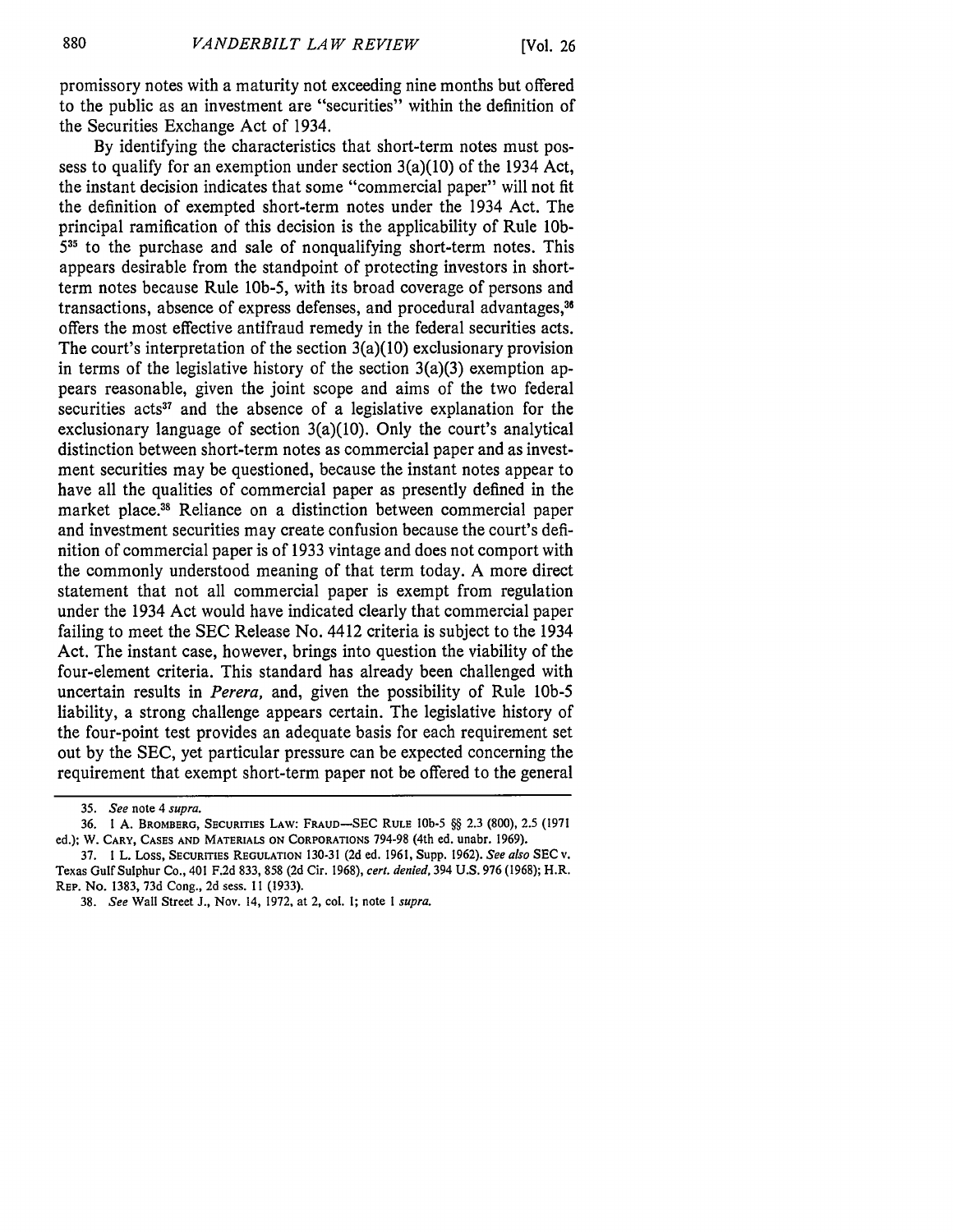promissory notes with a maturity not exceeding nine months but offered to the public as an investment are "securities" within the definition of the Securities Exchange Act of 1934.

By identifying the characteristics that short-term notes must possess to qualify for an exemption under section 3(a)(10) of the 1934 Act, the instant decision indicates that some "commercial paper" will not fit the definition of exempted short-term notes under the 1934 Act. The principal ramification of this decision is the applicability of Rule 10b-5[35] to the purchase and sale of nonqualifying short-term notes. This appears desirable from the standpoint of protecting investors in short-term notes because Rule 10b-5, with its broad coverage of persons and transactions, absence of express defenses, and procedural advantages,[36] offers the most effective antifraud remedy in the federal securities acts. The court's interpretation of the section 3(a)(10) exclusionary provision in terms of the legislative history of the section 3(a)(3) exemption appears reasonable, given the joint scope and aims of the two federal securities acts[37] and the absence of a legislative explanation for the exclusionary language of section 3(a)(10). Only the court's analytical distinction between short-term notes as commercial paper and as investment securities may be questioned, because the instant notes appear to have all the qualities of commercial paper as presently defined in the market place.[38] Reliance on a distinction between commercial paper and investment securities may create confusion because the court's definition of commercial paper is of 1933 vintage and does not comport with the commonly understood meaning of that term today. A more direct statement that not all commercial paper is exempt from regulation under the 1934 Act would have indicated clearly that commercial paper failing to meet the SEC Release No. 4412 criteria is subject to the 1934 Act. The instant case, however, brings into question the viability of the four-element criteria. This standard has already been challenged with uncertain results in *Perera*, and, given the possibility of Rule 10b-5 liability, a strong challenge appears certain. The legislative history of the four-point test provides an adequate basis for each requirement set out by the SEC, yet particular pressure can be expected concerning the requirement that exempt short-term paper not be offered to the general

---

35. *See* note 4 *supra*.

36. 1 A. Bromberg, Securities Law: Fraud—SEC Rule 10b-5 §§ 2.3 (800), 2.5 (1971 ed.); W. Cary, Cases and Materials on Corporations 794-98 (4th ed. unabr. 1969).

37. 1 L. Loss, Securities Regulation 130-31 (2d ed. 1961, Supp. 1962). *See also* SEC v. Texas Gulf Sulphur Co., 401 F.2d 833, 858 (2d Cir. 1968), *cert. denied*, 394 U.S. 976 (1968); H.R. Rep. No. 1383, 73d Cong., 2d sess. 11 (1933).

38. *See* Wall Street J., Nov. 14, 1972, at 2, col. 1; note 1 *supra*.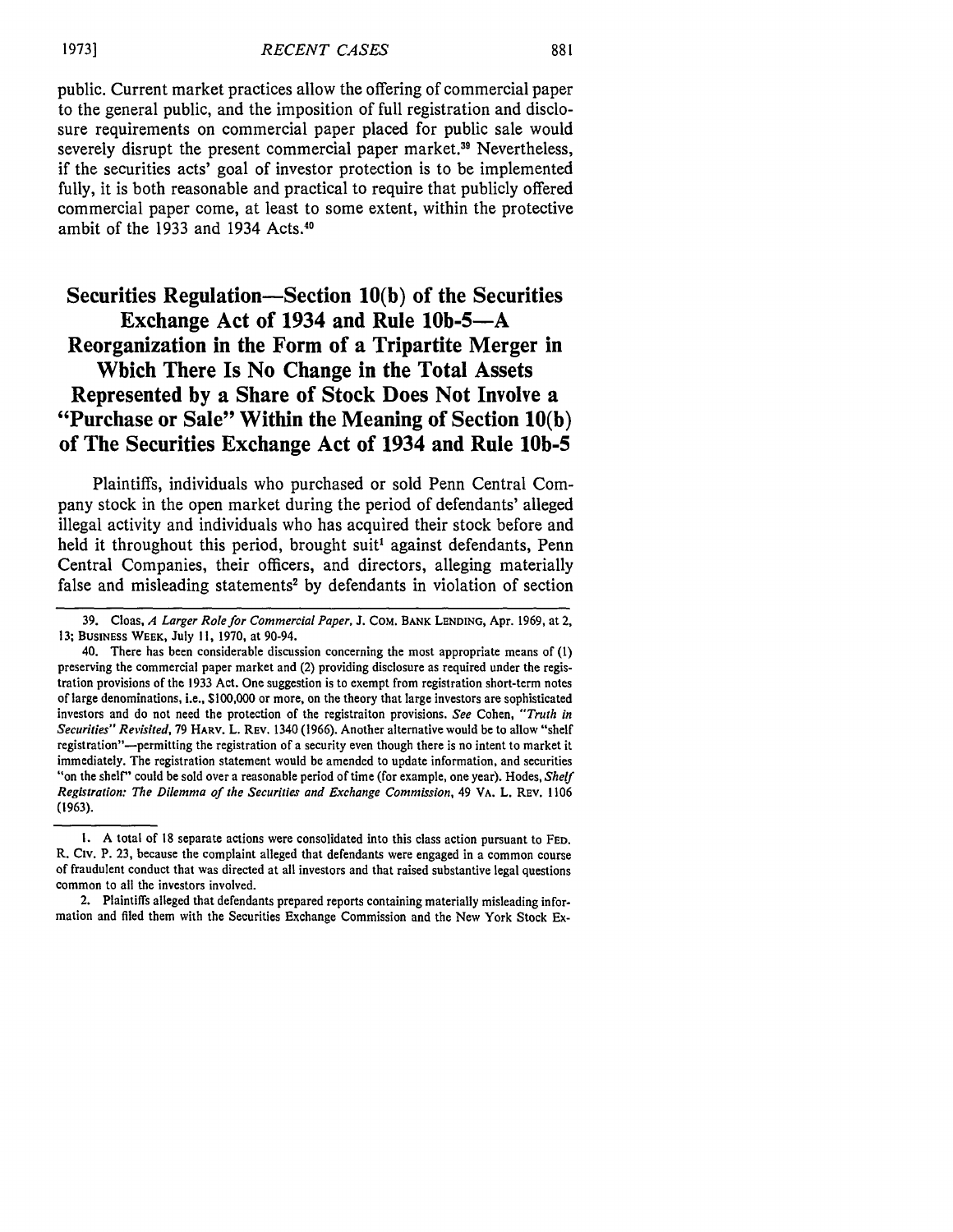public. Current market practices allow the offering of commercial paper to the general public, and the imposition of full registration and disclosure requirements on commercial paper placed for public sale would severely disrupt the present commercial paper market.[39] Nevertheless, if the securities acts' goal of investor protection is to be implemented fully, it is both reasonable and practical to require that publicly offered commercial paper come, at least to some extent, within the protective ambit of the 1933 and 1934 Acts.[40]

## Securities Regulation—Section 10(b) of the Securities Exchange Act of 1934 and Rule 10b-5—A Reorganization in the Form of a Tripartite Merger in Which There Is No Change in the Total Assets Represented by a Share of Stock Does Not Involve a "Purchase or Sale" Within the Meaning of Section 10(b) of The Securities Exchange Act of 1934 and Rule 10b-5

Plaintiffs, individuals who purchased or sold Penn Central Company stock in the open market during the period of defendants' alleged illegal activity and individuals who has acquired their stock before and held it throughout this period, brought suit[1] against defendants, Penn Central Companies, their officers, and directors, alleging materially false and misleading statements[2] by defendants in violation of section

---

39. Cloas, *A Larger Role for Commercial Paper*, J. COM. BANK LENDING, Apr. 1969, at 2, 13; BUSINESS WEEK, July 11, 1970, at 90-94.

40. There has been considerable discussion concerning the most appropriate means of (1) preserving the commercial paper market and (2) providing disclosure as required under the registration provisions of the 1933 Act. One suggestion is to exempt from registration short-term notes of large denominations, i.e., $100,000 or more, on the theory that large investors are sophisticated investors and do not need the protection of the registraiton provisions. *See* Cohen, *"Truth in Securities" Revisited*, 79 HARV. L. REV. 1340 (1966). Another alternative would be to allow "shelf registration"—permitting the registration of a security even though there is no intent to market it immediately. The registration statement would be amended to update information, and securities "on the shelf" could be sold over a reasonable period of time (for example, one year). Hodes, *Shelf Registration: The Dilemma of the Securities and Exchange Commission*, 49 VA. L. REV. 1106 (1963).

1. A total of 18 separate actions were consolidated into this class action pursuant to FED. R. CIV. P. 23, because the complaint alleged that defendants were engaged in a common course of fraudulent conduct that was directed at all investors and that raised substantive legal questions common to all the investors involved.

2. Plaintiffs alleged that defendants prepared reports containing materially misleading information and filed them with the Securities Exchange Commission and the New York Stock Ex-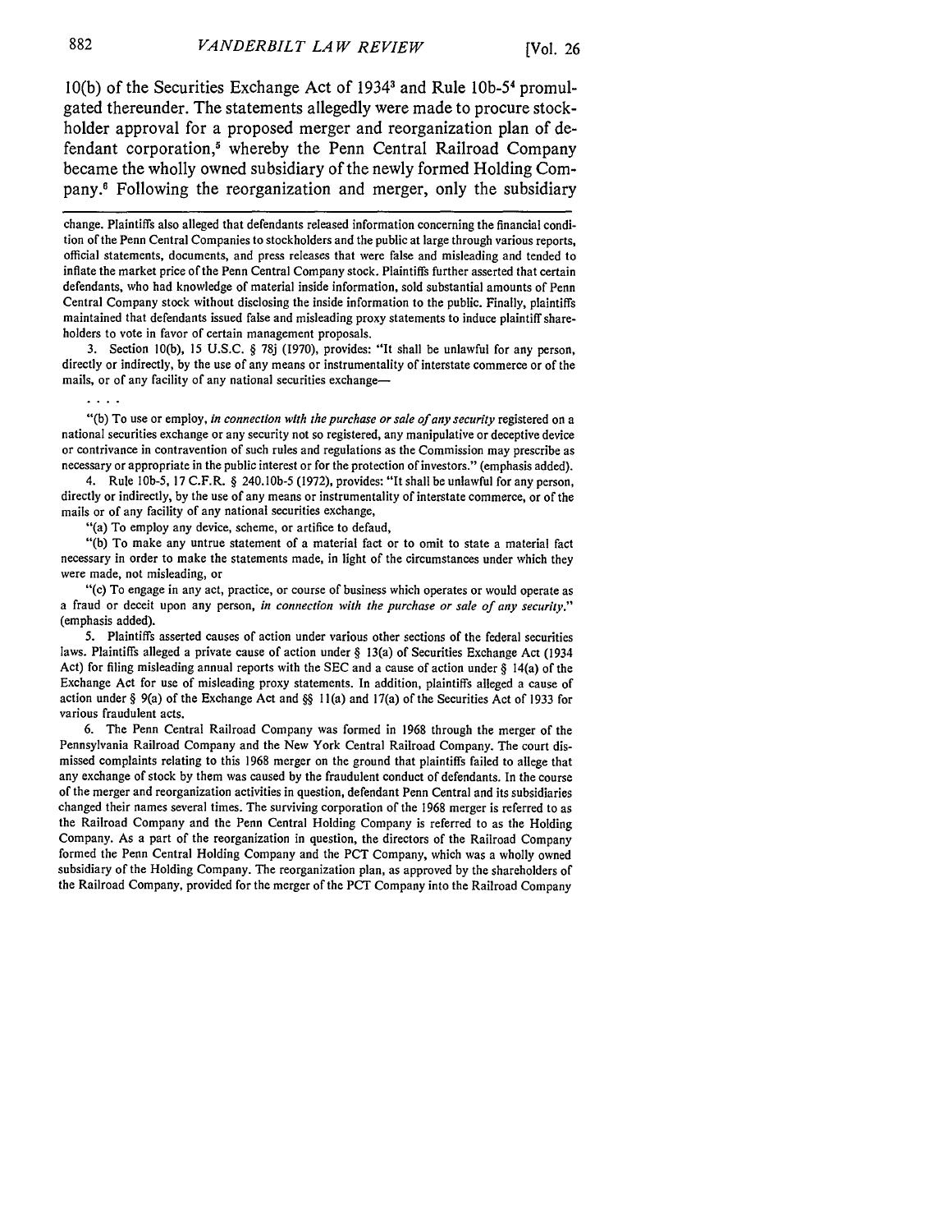10(b) of the Securities Exchange Act of 1934[3] and Rule 10b-5[4] promulgated thereunder. The statements allegedly were made to procure stockholder approval for a proposed merger and reorganization plan of defendant corporation,[5] whereby the Penn Central Railroad Company became the wholly owned subsidiary of the newly formed Holding Company.[6] Following the reorganization and merger, only the subsidiary

change. Plaintiffs also alleged that defendants released information concerning the financial condition of the Penn Central Companies to stockholders and the public at large through various reports, official statements, documents, and press releases that were false and misleading and tended to inflate the market price of the Penn Central Company stock. Plaintiffs further asserted that certain defendants, who had knowledge of material inside information, sold substantial amounts of Penn Central Company stock without disclosing the inside information to the public. Finally, plaintiffs maintained that defendants issued false and misleading proxy statements to induce plaintiff shareholders to vote in favor of certain management proposals.

3. Section 10(b), 15 U.S.C. § 78j (1970), provides: "It shall be unlawful for any person, directly or indirectly, by the use of any means or instrumentality of interstate commerce or of the mails, or of any facility of any national securities exchange—

. . . .

"(b) To use or employ, *in connection with the purchase or sale of any security* registered on a national securities exchange or any security not so registered, any manipulative or deceptive device or contrivance in contravention of such rules and regulations as the Commission may prescribe as necessary or appropriate in the public interest or for the protection of investors." (emphasis added).

4. Rule 10b-5, 17 C.F.R. § 240.10b-5 (1972), provides: "It shall be unlawful for any person, directly or indirectly, by the use of any means or instrumentality of interstate commerce, or of the mails or of any facility of any national securities exchange,

"(a) To employ any device, scheme, or artifice to defaud,

"(b) To make any untrue statement of a material fact or to omit to state a material fact necessary in order to make the statements made, in light of the circumstances under which they were made, not misleading, or

"(c) To engage in any act, practice, or course of business which operates or would operate as a fraud or deceit upon any person, *in connection with the purchase or sale of any security.*" (emphasis added).

5. Plaintiffs asserted causes of action under various other sections of the federal securities laws. Plaintiffs alleged a private cause of action under § 13(a) of Securities Exchange Act (1934 Act) for filing misleading annual reports with the SEC and a cause of action under § 14(a) of the Exchange Act for use of misleading proxy statements. In addition, plaintiffs alleged a cause of action under § 9(a) of the Exchange Act and §§ 11(a) and 17(a) of the Securities Act of 1933 for various fraudulent acts.

6. The Penn Central Railroad Company was formed in 1968 through the merger of the Pennsylvania Railroad Company and the New York Central Railroad Company. The court dismissed complaints relating to this 1968 merger on the ground that plaintiffs failed to allege that any exchange of stock by them was caused by the fraudulent conduct of defendants. In the course of the merger and reorganization activities in question, defendant Penn Central and its subsidiaries changed their names several times. The surviving corporation of the 1968 merger is referred to as the Railroad Company and the Penn Central Holding Company is referred to as the Holding Company. As a part of the reorganization in question, the directors of the Railroad Company formed the Penn Central Holding Company and the PCT Company, which was a wholly owned subsidiary of the Holding Company. The reorganization plan, as approved by the shareholders of the Railroad Company, provided for the merger of the PCT Company into the Railroad Company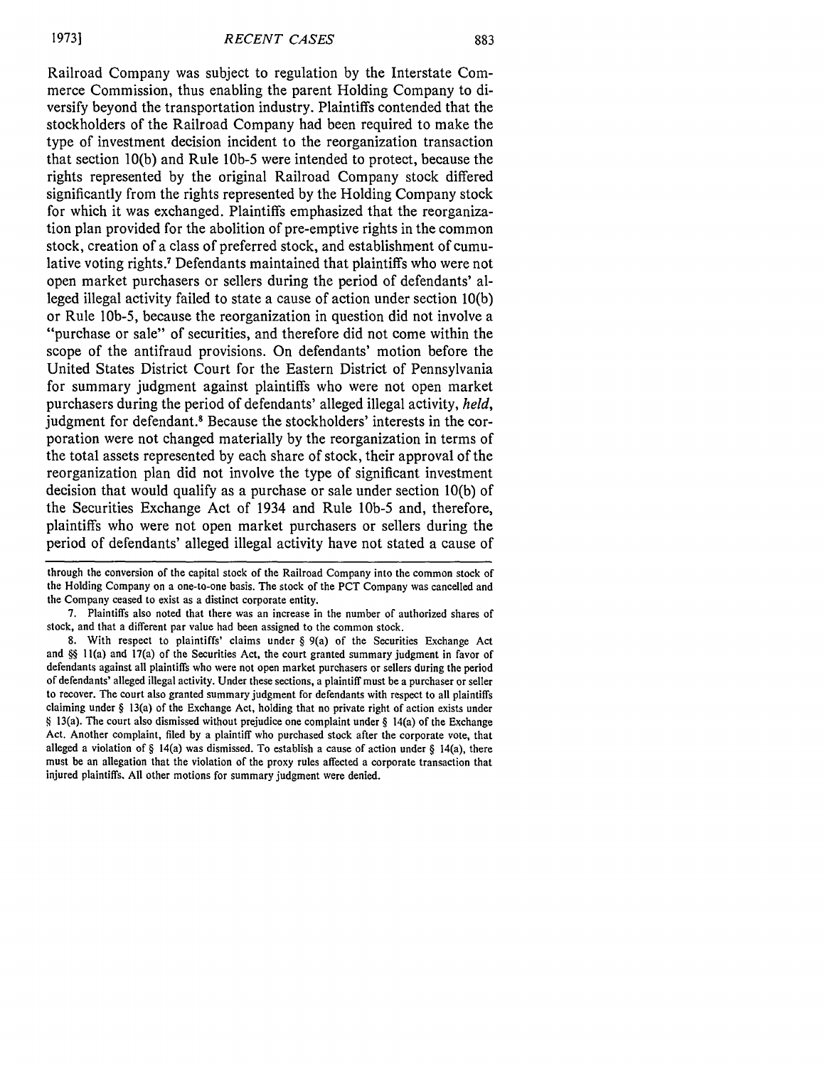Railroad Company was subject to regulation by the Interstate Commerce Commission, thus enabling the parent Holding Company to diversify beyond the transportation industry. Plaintiffs contended that the stockholders of the Railroad Company had been required to make the type of investment decision incident to the reorganization transaction that section 10(b) and Rule 10b-5 were intended to protect, because the rights represented by the original Railroad Company stock differed significantly from the rights represented by the Holding Company stock for which it was exchanged. Plaintiffs emphasized that the reorganization plan provided for the abolition of pre-emptive rights in the common stock, creation of a class of preferred stock, and establishment of cumulative voting rights.[7] Defendants maintained that plaintiffs who were not open market purchasers or sellers during the period of defendants' alleged illegal activity failed to state a cause of action under section 10(b) or Rule 10b-5, because the reorganization in question did not involve a "purchase or sale" of securities, and therefore did not come within the scope of the antifraud provisions. On defendants' motion before the United States District Court for the Eastern District of Pennsylvania for summary judgment against plaintiffs who were not open market purchasers during the period of defendants' alleged illegal activity, *held*, judgment for defendant.[8] Because the stockholders' interests in the corporation were not changed materially by the reorganization in terms of the total assets represented by each share of stock, their approval of the reorganization plan did not involve the type of significant investment decision that would qualify as a purchase or sale under section 10(b) of the Securities Exchange Act of 1934 and Rule 10b-5 and, therefore, plaintiffs who were not open market purchasers or sellers during the period of defendants' alleged illegal activity have not stated a cause of

---

through the conversion of the capital stock of the Railroad Company into the common stock of the Holding Company on a one-to-one basis. The stock of the PCT Company was cancelled and the Company ceased to exist as a distinct corporate entity.

7. Plaintiffs also noted that there was an increase in the number of authorized shares of stock, and that a different par value had been assigned to the common stock.

8. With respect to plaintiffs' claims under § 9(a) of the Securities Exchange Act and §§ 11(a) and 17(a) of the Securities Act, the court granted summary judgment in favor of defendants against all plaintiffs who were not open market purchasers or sellers during the period of defendants' alleged illegal activity. Under these sections, a plaintiff must be a purchaser or seller to recover. The court also granted summary judgment for defendants with respect to all plaintiffs claiming under § 13(a) of the Exchange Act, holding that no private right of action exists under § 13(a). The court also dismissed without prejudice one complaint under § 14(a) of the Exchange Act. Another complaint, filed by a plaintiff who purchased stock after the corporate vote, that alleged a violation of § 14(a) was dismissed. To establish a cause of action under § 14(a), there must be an allegation that the violation of the proxy rules affected a corporate transaction that injured plaintiffs. All other motions for summary judgment were denied.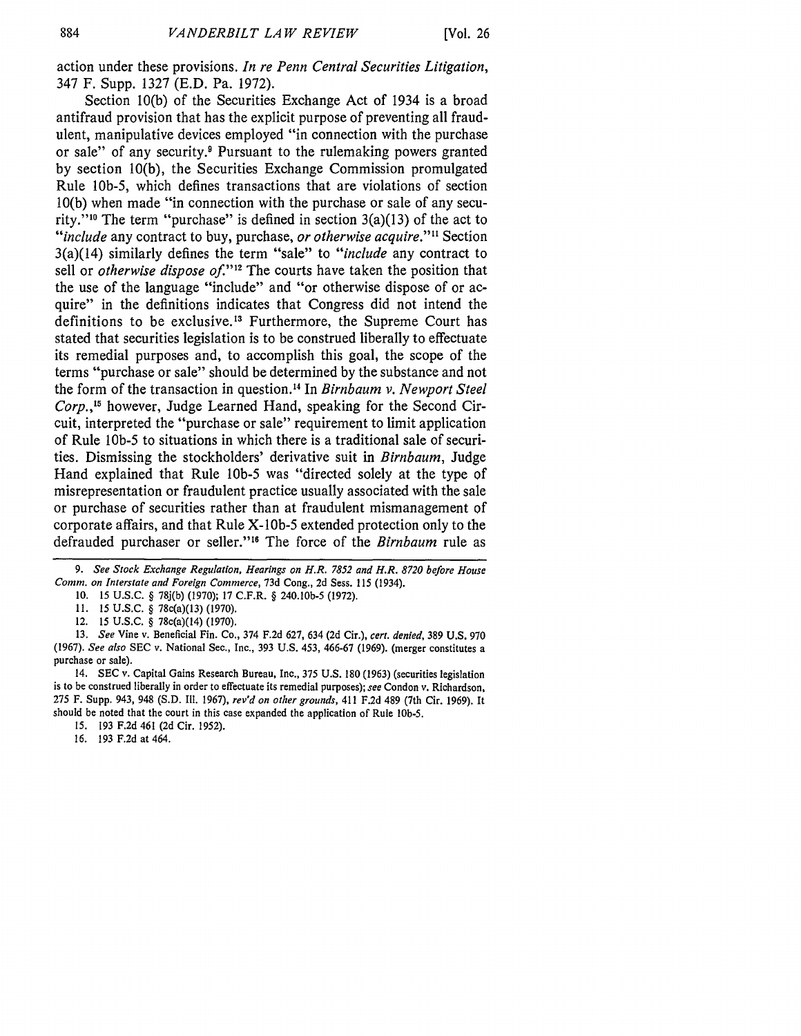action under these provisions. *In re Penn Central Securities Litigation*, 347 F. Supp. 1327 (E.D. Pa. 1972).

Section 10(b) of the Securities Exchange Act of 1934 is a broad antifraud provision that has the explicit purpose of preventing all fraudulent, manipulative devices employed "in connection with the purchase or sale" of any security.[9] Pursuant to the rulemaking powers granted by section 10(b), the Securities Exchange Commission promulgated Rule 10b-5, which defines transactions that are violations of section 10(b) when made "in connection with the purchase or sale of any security."[10] The term "purchase" is defined in section 3(a)(13) of the act to "*include* any contract to buy, purchase, *or otherwise acquire*."[11] Section 3(a)(14) similarly defines the term "sale" to "*include* any contract to sell or *otherwise dispose of*."[12] The courts have taken the position that the use of the language "include" and "or otherwise dispose of or acquire" in the definitions indicates that Congress did not intend the definitions to be exclusive.[13] Furthermore, the Supreme Court has stated that securities legislation is to be construed liberally to effectuate its remedial purposes and, to accomplish this goal, the scope of the terms "purchase or sale" should be determined by the substance and not the form of the transaction in question.[14] In *Birnbaum v. Newport Steel Corp.*,[15] however, Judge Learned Hand, speaking for the Second Circuit, interpreted the "purchase or sale" requirement to limit application of Rule 10b-5 to situations in which there is a traditional sale of securities. Dismissing the stockholders' derivative suit in *Birnbaum*, Judge Hand explained that Rule 10b-5 was "directed solely at the type of misrepresentation or fraudulent practice usually associated with the sale or purchase of securities rather than at fraudulent mismanagement of corporate affairs, and that Rule X-10b-5 extended protection only to the defrauded purchaser or seller."[16] The force of the *Birnbaum* rule as

---

9. *See Stock Exchange Regulation, Hearings on H.R. 7852 and H.R. 8720 before House Comm. on Interstate and Foreign Commerce*, 73d Cong., 2d Sess. 115 (1934).

10. 15 U.S.C. § 78j(b) (1970); 17 C.F.R. § 240.10b-5 (1972).

11. 15 U.S.C. § 78c(a)(13) (1970).

12. 15 U.S.C. § 78c(a)(14) (1970).

13. *See* Vine v. Beneficial Fin. Co., 374 F.2d 627, 634 (2d Cir.), *cert. denied*, 389 U.S. 970 (1967). *See also* SEC v. National Sec., Inc., 393 U.S. 453, 466-67 (1969). (merger constitutes a purchase or sale).

14. SEC v. Capital Gains Research Bureau, Inc., 375 U.S. 180 (1963) (securities legislation is to be construed liberally in order to effectuate its remedial purposes); *see* Condon v. Richardson, 275 F. Supp. 943, 948 (S.D. Ill. 1967), *rev'd on other grounds*, 411 F.2d 489 (7th Cir. 1969). It should be noted that the court in this case expanded the application of Rule 10b-5.

15. 193 F.2d 461 (2d Cir. 1952).

16. 193 F.2d at 464.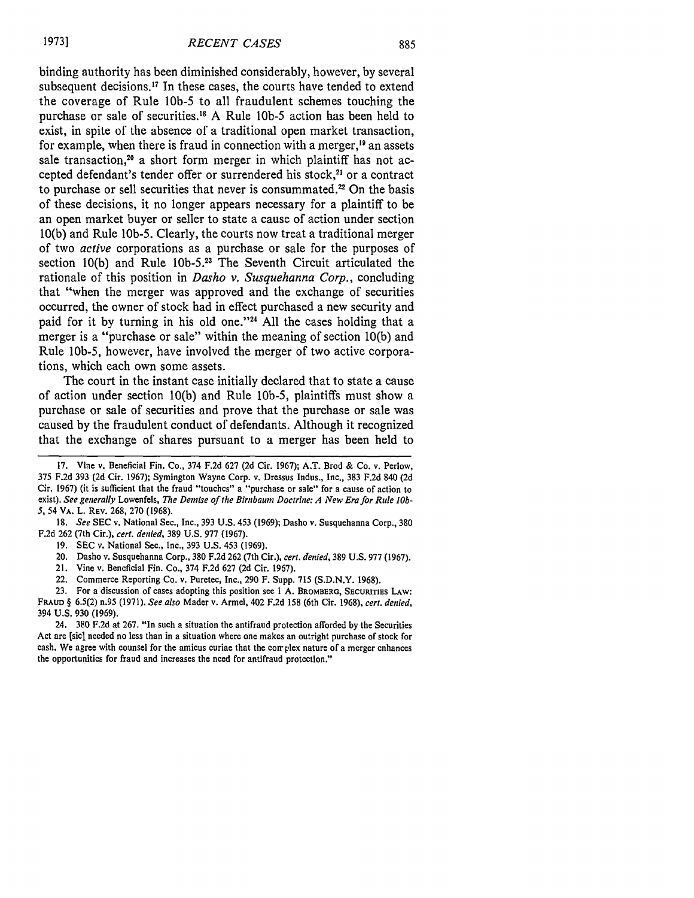binding authority has been diminished considerably, however, by several subsequent decisions.[17] In these cases, the courts have tended to extend the coverage of Rule 10b-5 to all fraudulent schemes touching the purchase or sale of securities.[18] A Rule 10b-5 action has been held to exist, in spite of the absence of a traditional open market transaction, for example, when there is fraud in connection with a merger,[19] an assets sale transaction,[20] a short form merger in which plaintiff has not accepted defendant's tender offer or surrendered his stock,[21] or a contract to purchase or sell securities that never is consummated.[22] On the basis of these decisions, it no longer appears necessary for a plaintiff to be an open market buyer or seller to state a cause of action under section 10(b) and Rule 10b-5. Clearly, the courts now treat a traditional merger of two *active* corporations as a purchase or sale for the purposes of section 10(b) and Rule 10b-5.[23] The Seventh Circuit articulated the rationale of this position in *Dasho v. Susquehanna Corp.*, concluding that "when the merger was approved and the exchange of securities occurred, the owner of stock had in effect purchased a new security and paid for it by turning in his old one."[24] All the cases holding that a merger is a "purchase or sale" within the meaning of section 10(b) and Rule 10b-5, however, have involved the merger of two active corporations, which each own some assets.

The court in the instant case initially declared that to state a cause of action under section 10(b) and Rule 10b-5, plaintiffs must show a purchase or sale of securities and prove that the purchase or sale was caused by the fraudulent conduct of defendants. Although it recognized that the exchange of shares pursuant to a merger has been held to

---

17. Vine v. Beneficial Fin. Co., 374 F.2d 627 (2d Cir. 1967); A.T. Brod & Co. v. Perlow, 375 F.2d 393 (2d Cir. 1967); Symington Wayne Corp. v. Dressus Indus., Inc., 383 F.2d 840 (2d Cir. 1967) (it is sufficient that the fraud "touches" a "purchase or sale" for a cause of action to exist). *See generally* Lowenfels, *The Demise of the Birnbaum Doctrine: A New Era for Rule 10b-5*, 54 VA. L. REV. 268, 270 (1968).

18. *See* SEC v. National Sec., Inc., 393 U.S. 453 (1969); Dasho v. Susquehanna Corp., 380 F.2d 262 (7th Cir.), *cert. denied*, 389 U.S. 977 (1967).

19. SEC v. National Sec., Inc., 393 U.S. 453 (1969).

20. Dasho v. Susquehanna Corp., 380 F.2d 262 (7th Cir.), *cert. denied*, 389 U.S. 977 (1967).

21. Vine v. Beneficial Fin. Co., 374 F.2d 627 (2d Cir. 1967).

22. Commerce Reporting Co. v. Puretec, Inc., 290 F. Supp. 715 (S.D.N.Y. 1968).

23. For a discussion of cases adopting this position see 1 A. BROMBERG, SECURITIES LAW: FRAUD § 6.5(2) n.95 (1971). *See also* Mader v. Armel, 402 F.2d 158 (6th Cir. 1968), *cert. denied*, 394 U.S. 930 (1969).

24. 380 F.2d at 267. "In such a situation the antifraud protection afforded by the Securities Act are [sic] needed no less than in a situation where one makes an outright purchase of stock for cash. We agree with counsel for the amicus curiae that the complex nature of a merger enhances the opportunities for fraud and increases the need for antifraud protection."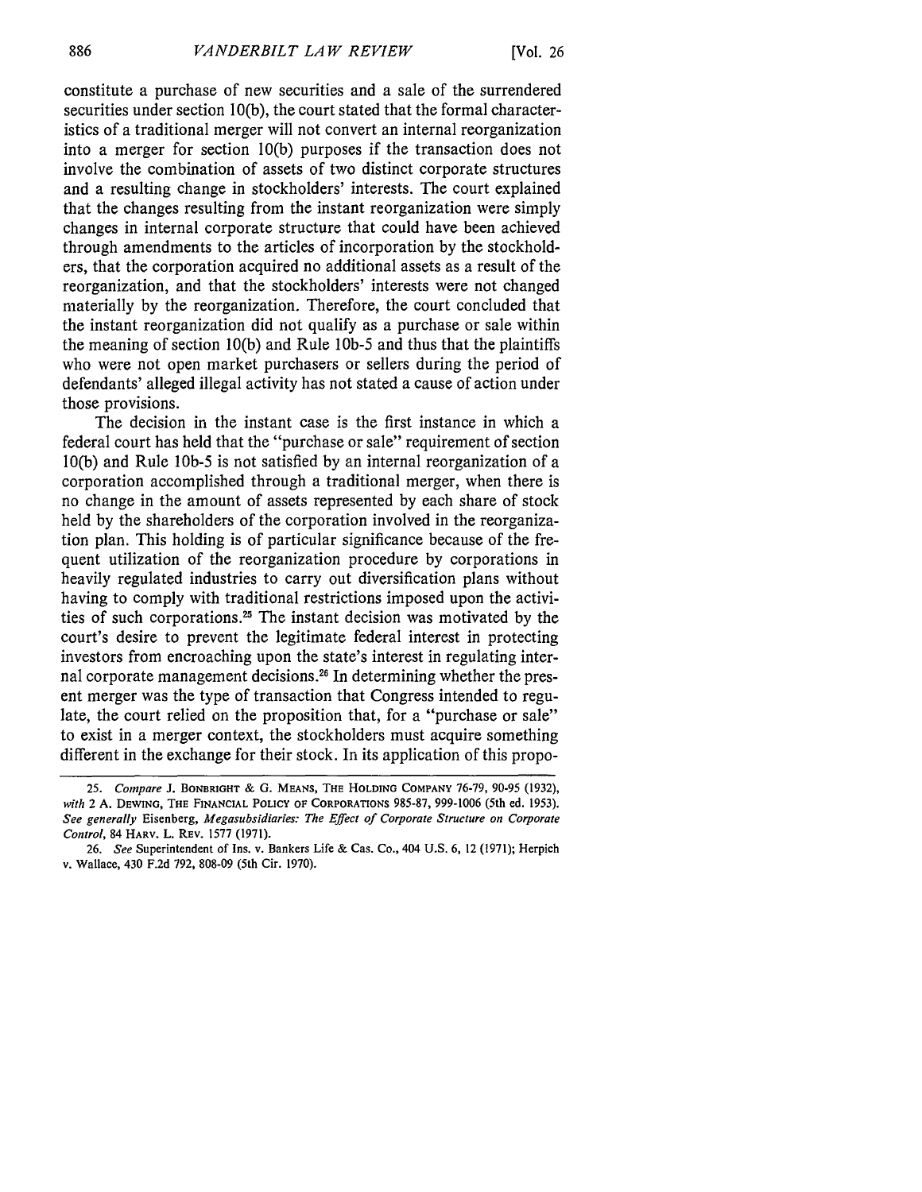constitute a purchase of new securities and a sale of the surrendered securities under section 10(b), the court stated that the formal characteristics of a traditional merger will not convert an internal reorganization into a merger for section 10(b) purposes if the transaction does not involve the combination of assets of two distinct corporate structures and a resulting change in stockholders' interests. The court explained that the changes resulting from the instant reorganization were simply changes in internal corporate structure that could have been achieved through amendments to the articles of incorporation by the stockholders, that the corporation acquired no additional assets as a result of the reorganization, and that the stockholders' interests were not changed materially by the reorganization. Therefore, the court concluded that the instant reorganization did not qualify as a purchase or sale within the meaning of section 10(b) and Rule 10b-5 and thus that the plaintiffs who were not open market purchasers or sellers during the period of defendants' alleged illegal activity has not stated a cause of action under those provisions.

The decision in the instant case is the first instance in which a federal court has held that the "purchase or sale" requirement of section 10(b) and Rule 10b-5 is not satisfied by an internal reorganization of a corporation accomplished through a traditional merger, when there is no change in the amount of assets represented by each share of stock held by the shareholders of the corporation involved in the reorganization plan. This holding is of particular significance because of the frequent utilization of the reorganization procedure by corporations in heavily regulated industries to carry out diversification plans without having to comply with traditional restrictions imposed upon the activities of such corporations.[25] The instant decision was motivated by the court's desire to prevent the legitimate federal interest in protecting investors from encroaching upon the state's interest in regulating internal corporate management decisions.[26] In determining whether the present merger was the type of transaction that Congress intended to regulate, the court relied on the proposition that, for a "purchase or sale" to exist in a merger context, the stockholders must acquire something different in the exchange for their stock. In its application of this propo-

---

25. *Compare* J. BONBRIGHT & G. MEANS, THE HOLDING COMPANY 76-79, 90-95 (1932), *with* 2 A. DEWING, THE FINANCIAL POLICY OF CORPORATIONS 985-87, 999-1006 (5th ed. 1953). *See generally* Eisenberg, *Megasubsidiaries: The Effect of Corporate Structure on Corporate Control*, 84 HARV. L. REV. 1577 (1971).

26. *See* Superintendent of Ins. v. Bankers Life & Cas. Co., 404 U.S. 6, 12 (1971); Herpich v. Wallace, 430 F.2d 792, 808-09 (5th Cir. 1970).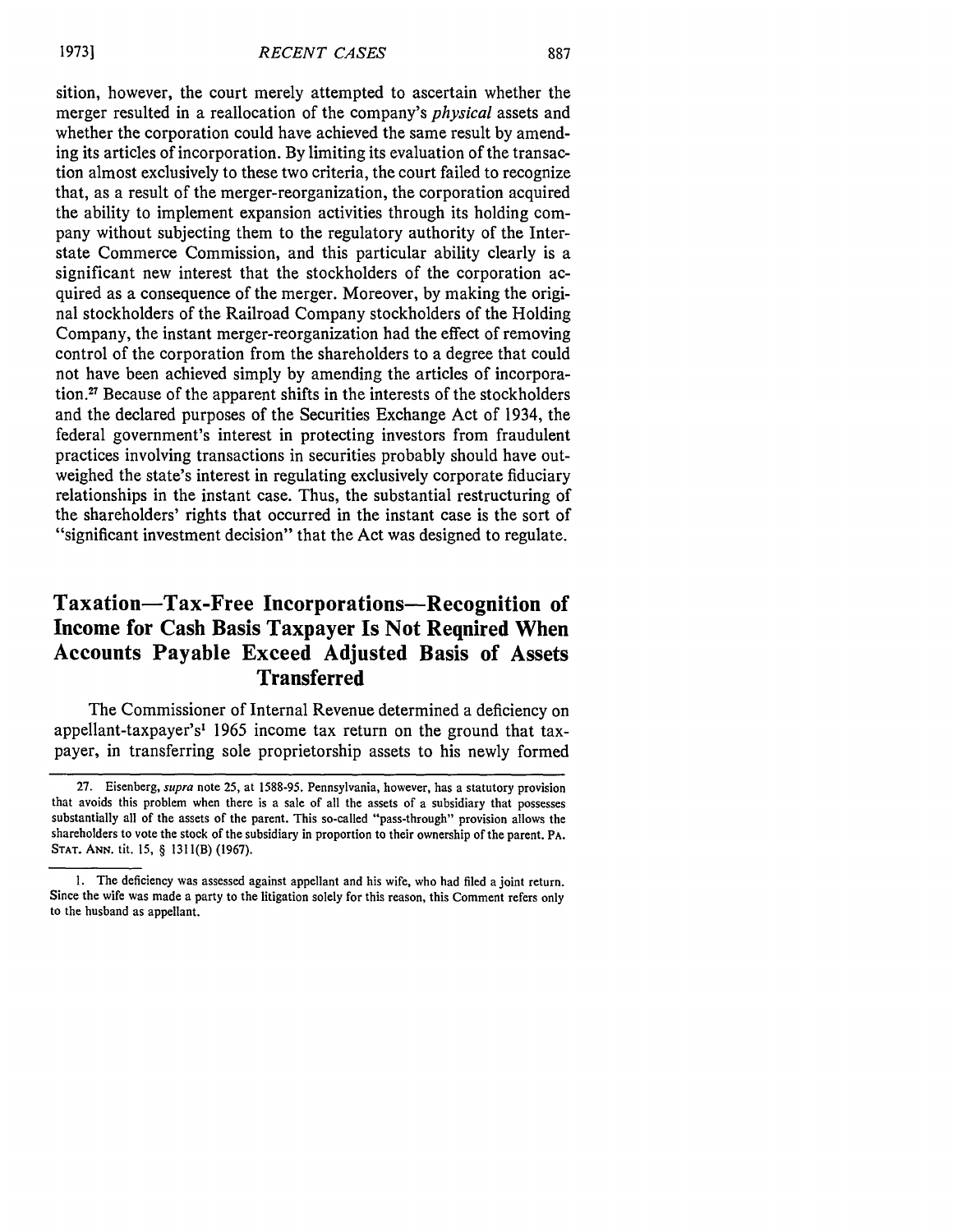sition, however, the court merely attempted to ascertain whether the merger resulted in a reallocation of the company's *physical* assets and whether the corporation could have achieved the same result by amending its articles of incorporation. By limiting its evaluation of the transaction almost exclusively to these two criteria, the court failed to recognize that, as a result of the merger-reorganization, the corporation acquired the ability to implement expansion activities through its holding company without subjecting them to the regulatory authority of the Interstate Commerce Commission, and this particular ability clearly is a significant new interest that the stockholders of the corporation acquired as a consequence of the merger. Moreover, by making the original stockholders of the Railroad Company stockholders of the Holding Company, the instant merger-reorganization had the effect of removing control of the corporation from the shareholders to a degree that could not have been achieved simply by amending the articles of incorporation.[27] Because of the apparent shifts in the interests of the stockholders and the declared purposes of the Securities Exchange Act of 1934, the federal government's interest in protecting investors from fraudulent practices involving transactions in securities probably should have outweighed the state's interest in regulating exclusively corporate fiduciary relationships in the instant case. Thus, the substantial restructuring of the shareholders' rights that occurred in the instant case is the sort of "significant investment decision" that the Act was designed to regulate.

## Taxation—Tax-Free Incorporations—Recognition of Income for Cash Basis Taxpayer Is Not Reqnired When Accounts Payable Exceed Adjusted Basis of Assets Transferred

The Commissioner of Internal Revenue determined a deficiency on appellant-taxpayer's[1] 1965 income tax return on the ground that taxpayer, in transferring sole proprietorship assets to his newly formed

---

27. Eisenberg, *supra* note 25, at 1588-95. Pennsylvania, however, has a statutory provision that avoids this problem when there is a sale of all the assets of a subsidiary that possesses substantially all of the assets of the parent. This so-called "pass-through" provision allows the shareholders to vote the stock of the subsidiary in proportion to their ownership of the parent. PA. STAT. ANN. tit. 15, § 1311(B) (1967).

1. The deficiency was assessed against appellant and his wife, who had filed a joint return. Since the wife was made a party to the litigation solely for this reason, this Comment refers only to the husband as appellant.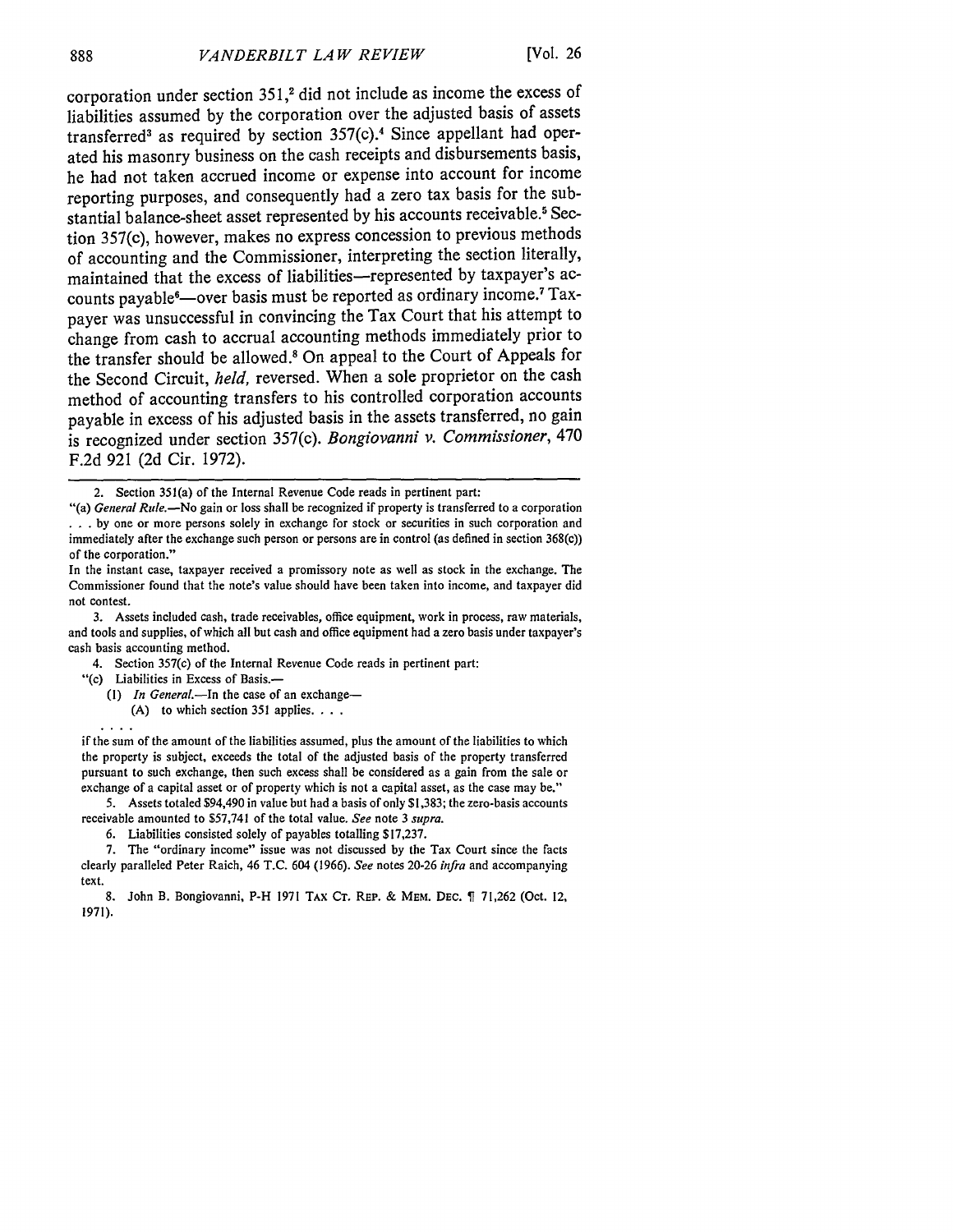corporation under section 351,[2] did not include as income the excess of liabilities assumed by the corporation over the adjusted basis of assets transferred[3] as required by section 357(c).[4] Since appellant had operated his masonry business on the cash receipts and disbursements basis, he had not taken accrued income or expense into account for income reporting purposes, and consequently had a zero tax basis for the substantial balance-sheet asset represented by his accounts receivable.[5] Section 357(c), however, makes no express concession to previous methods of accounting and the Commissioner, interpreting the section literally, maintained that the excess of liabilities—represented by taxpayer's accounts payable[6]—over basis must be reported as ordinary income.[7] Taxpayer was unsuccessful in convincing the Tax Court that his attempt to change from cash to accrual accounting methods immediately prior to the transfer should be allowed.[8] On appeal to the Court of Appeals for the Second Circuit, *held*, reversed. When a sole proprietor on the cash method of accounting transfers to his controlled corporation accounts payable in excess of his adjusted basis in the assets transferred, no gain is recognized under section 357(c). *Bongiovanni v. Commissioner*, 470 F.2d 921 (2d Cir. 1972).

---

2. Section 351(a) of the Internal Revenue Code reads in pertinent part:

"(a) *General Rule.*—No gain or loss shall be recognized if property is transferred to a corporation . . . by one or more persons solely in exchange for stock or securities in such corporation and immediately after the exchange such person or persons are in control (as defined in section 368(c)) of the corporation."

In the instant case, taxpayer received a promissory note as well as stock in the exchange. The Commissioner found that the note's value should have been taken into income, and taxpayer did not contest.

3. Assets included cash, trade receivables, office equipment, work in process, raw materials, and tools and supplies, of which all but cash and office equipment had a zero basis under taxpayer's cash basis accounting method.

4. Section 357(c) of the Internal Revenue Code reads in pertinent part:

"(c) Liabilities in Excess of Basis.—

(1) *In General.*—In the case of an exchange—

(A) to which section 351 applies. . . .

. . . .

if the sum of the amount of the liabilities assumed, plus the amount of the liabilities to which the property is subject, exceeds the total of the adjusted basis of the property transferred pursuant to such exchange, then such excess shall be considered as a gain from the sale or exchange of a capital asset or of property which is not a capital asset, as the case may be."

5. Assets totaled $94,490 in value but had a basis of only $1,383; the zero-basis accounts receivable amounted to $57,741 of the total value. *See* note 3 *supra*.

6. Liabilities consisted solely of payables totalling $17,237.

7. The "ordinary income" issue was not discussed by the Tax Court since the facts clearly paralleled Peter Raich, 46 T.C. 604 (1966). *See* notes 20-26 *infra* and accompanying text.

8. John B. Bongiovanni, P-H 1971 TAX CT. REP. & MEM. DEC. ¶ 71,262 (Oct. 12, 1971).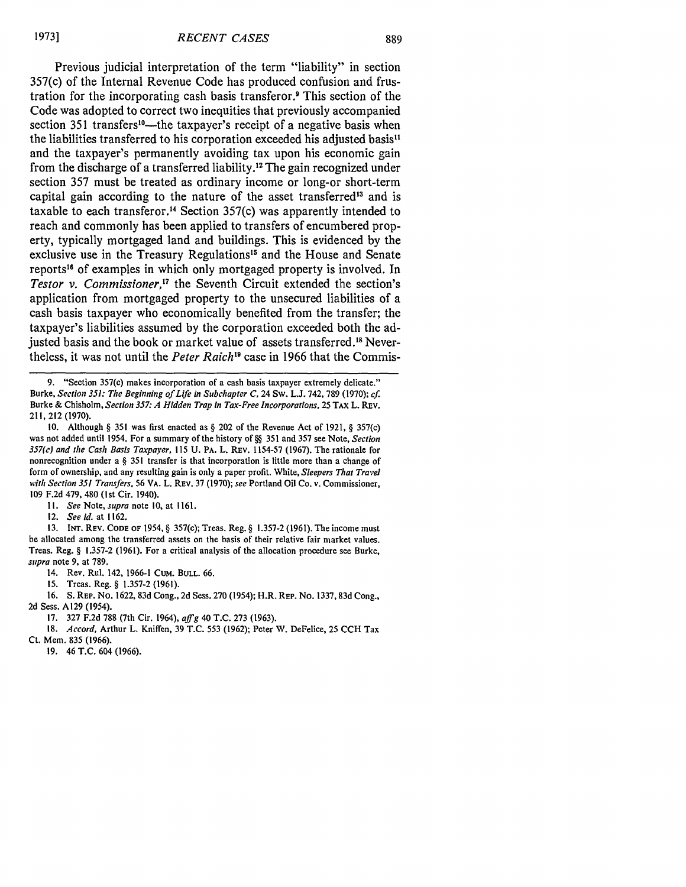Previous judicial interpretation of the term "liability" in section 357(c) of the Internal Revenue Code has produced confusion and frustration for the incorporating cash basis transferor.[9] This section of the Code was adopted to correct two inequities that previously accompanied section 351 transfers[10]—the taxpayer's receipt of a negative basis when the liabilities transferred to his corporation exceeded his adjusted basis[11] and the taxpayer's permanently avoiding tax upon his economic gain from the discharge of a transferred liability.[12] The gain recognized under section 357 must be treated as ordinary income or long-or short-term capital gain according to the nature of the asset transferred[13] and is taxable to each transferor.[14] Section 357(c) was apparently intended to reach and commonly has been applied to transfers of encumbered property, typically mortgaged land and buildings. This is evidenced by the exclusive use in the Treasury Regulations[15] and the House and Senate reports[16] of examples in which only mortgaged property is involved. In *Testor v. Commissioner*,[17] the Seventh Circuit extended the section's application from mortgaged property to the unsecured liabilities of a cash basis taxpayer who economically benefited from the transfer; the taxpayer's liabilities assumed by the corporation exceeded both the adjusted basis and the book or market value of assets transferred.[18] Nevertheless, it was not until the *Peter Raich*[19] case in 1966 that the Commis-

---

9. "Section 357(c) makes incorporation of a cash basis taxpayer extremely delicate." Burke, *Section 351: The Beginning of Life in Subchapter C*, 24 Sw. L.J. 742, 789 (1970); *cf.* Burke & Chisholm, *Section 357: A Hidden Trap in Tax-Free Incorporations*, 25 TAX L. REV. 211, 212 (1970).

10. Although § 351 was first enacted as § 202 of the Revenue Act of 1921, § 357(c) was not added until 1954. For a summary of the history of §§ 351 and 357 see Note, *Section 357(c) and the Cash Basis Taxpayer*, 115 U. PA. L. REV. 1154-57 (1967). The rationale for nonrecognition under a § 351 transfer is that incorporation is little more than a change of form of ownership, and any resulting gain is only a paper profit. White, *Sleepers That Travel with Section 351 Transfers*, 56 VA. L. REV. 37 (1970); *see* Portland Oil Co. v. Commissioner, 109 F.2d 479, 480 (1st Cir. 1940).

11. *See* Note, *supra* note 10, at 1161.

12. *See id.* at 1162.

13. INT. REV. CODE OF 1954, § 357(c); Treas. Reg. § 1.357-2 (1961). The income must be allocated among the transferred assets on the basis of their relative fair market values. Treas. Reg. § 1.357-2 (1961). For a critical analysis of the allocation procedure see Burke, *supra* note 9, at 789.

14. Rev. Rul. 142, 1966-1 CUM. BULL. 66.

15. Treas. Reg. § 1.357-2 (1961).

16. S. REP. NO. 1622, 83d Cong., 2d Sess. 270 (1954); H.R. REP. NO. 1337, 83d Cong., 2d Sess. A129 (1954).

17. 327 F.2d 788 (7th Cir. 1964), *aff'g* 40 T.C. 273 (1963).

18. *Accord*, Arthur L. Kniffen, 39 T.C. 553 (1962); Peter W. DeFelice, 25 CCH Tax Ct. Mem. 835 (1966).

19. 46 T.C. 604 (1966).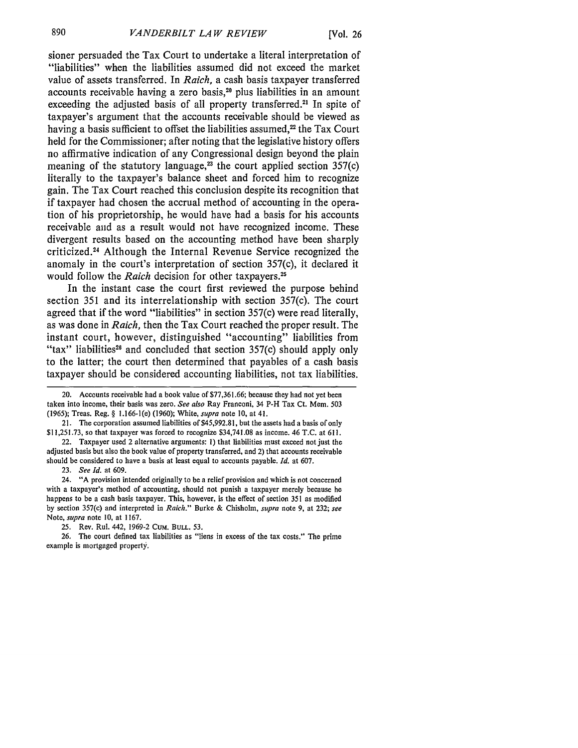sioner persuaded the Tax Court to undertake a literal interpretation of "liabilities" when the liabilities assumed did not exceed the market value of assets transferred. In *Raich*, a cash basis taxpayer transferred accounts receivable having a zero basis,[20] plus liabilities in an amount exceeding the adjusted basis of all property transferred.[21] In spite of taxpayer's argument that the accounts receivable should be viewed as having a basis sufficient to offset the liabilities assumed,[22] the Tax Court held for the Commissioner; after noting that the legislative history offers no affirmative indication of any Congressional design beyond the plain meaning of the statutory language,[23] the court applied section 357(c) literally to the taxpayer's balance sheet and forced him to recognize gain. The Tax Court reached this conclusion despite its recognition that if taxpayer had chosen the accrual method of accounting in the operation of his proprietorship, he would have had a basis for his accounts receivable and as a result would not have recognized income. These divergent results based on the accounting method have been sharply criticized.[24] Although the Internal Revenue Service recognized the anomaly in the court's interpretation of section 357(c), it declared it would follow the *Raich* decision for other taxpayers.[25]

In the instant case the court first reviewed the purpose behind section 351 and its interrelationship with section 357(c). The court agreed that if the word "liabilities" in section 357(c) were read literally, as was done in *Raich*, then the Tax Court reached the proper result. The instant court, however, distinguished "accounting" liabilities from "tax" liabilities[26] and concluded that section 357(c) should apply only to the latter; the court then determined that payables of a cash basis taxpayer should be considered accounting liabilities, not tax liabilities.

---

20. Accounts receivable had a book value of $77,361.66; because they had not yet been taken into income, their basis was zero. *See also* Ray Franconi, 34 P-H Tax Ct. Mem. 503 (1965); Treas. Reg. § 1.166-1(e) (1960); White, *supra* note 10, at 41.

21. The corporation assumed liabilities of $45,992.81, but the assets had a basis of only $11,251.73, so that taxpayer was forced to recognize $34,741.08 as income. 46 T.C. at 611.

22. Taxpayer used 2 alternative arguments: 1) that liabilities must exceed not just the adjusted basis but also the book value of property transferred, and 2) that accounts receivable should be considered to have a basis at least equal to accounts payable. *Id.* at 607.

23. *See Id.* at 609.

24. "A provision intended originally to be a relief provision and which is not concerned with a taxpayer's method of accounting, should not punish a taxpayer merely because he happens to be a cash basis taxpayer. This, however, is the effect of section 351 as modified by section 357(c) and interpreted in *Raich*." Burke & Chisholm, *supra* note 9, at 232; *see* Note, *supra* note 10, at 1167.

25. Rev. Rul. 442, 1969-2 CUM. BULL. 53.

26. The court defined tax liabilities as "liens in excess of the tax costs." The prime example is mortgaged property.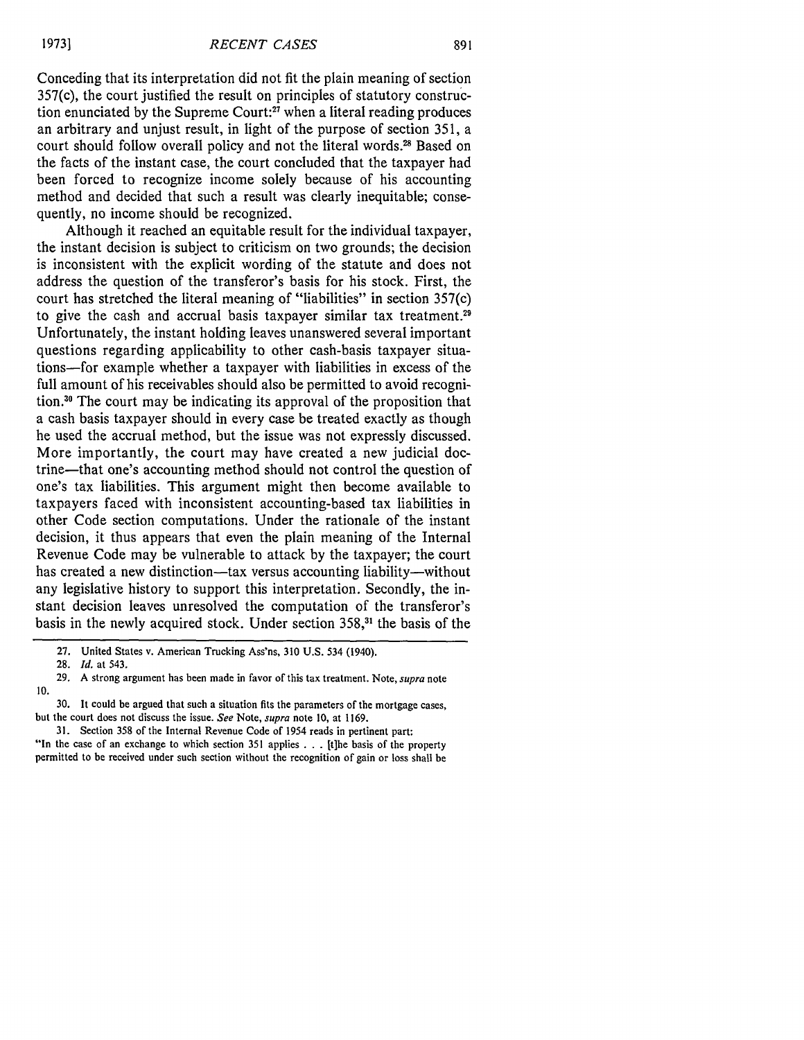Conceding that its interpretation did not fit the plain meaning of section 357(c), the court justified the result on principles of statutory construction enunciated by the Supreme Court:[27] when a literal reading produces an arbitrary and unjust result, in light of the purpose of section 351, a court should follow overall policy and not the literal words.[28] Based on the facts of the instant case, the court concluded that the taxpayer had been forced to recognize income solely because of his accounting method and decided that such a result was clearly inequitable; consequently, no income should be recognized.

Although it reached an equitable result for the individual taxpayer, the instant decision is subject to criticism on two grounds; the decision is inconsistent with the explicit wording of the statute and does not address the question of the transferor's basis for his stock. First, the court has stretched the literal meaning of "liabilities" in section 357(c) to give the cash and accrual basis taxpayer similar tax treatment.[29] Unfortunately, the instant holding leaves unanswered several important questions regarding applicability to other cash-basis taxpayer situations—for example whether a taxpayer with liabilities in excess of the full amount of his receivables should also be permitted to avoid recognition.[30] The court may be indicating its approval of the proposition that a cash basis taxpayer should in every case be treated exactly as though he used the accrual method, but the issue was not expressly discussed. More importantly, the court may have created a new judicial doctrine—that one's accounting method should not control the question of one's tax liabilities. This argument might then become available to taxpayers faced with inconsistent accounting-based tax liabilities in other Code section computations. Under the rationale of the instant decision, it thus appears that even the plain meaning of the Internal Revenue Code may be vulnerable to attack by the taxpayer; the court has created a new distinction—tax versus accounting liability—without any legislative history to support this interpretation. Secondly, the instant decision leaves unresolved the computation of the transferor's basis in the newly acquired stock. Under section 358,[31] the basis of the

---

27. United States v. American Trucking Ass'ns, 310 U.S. 534 (1940).

28. *Id.* at 543.

29. A strong argument has been made in favor of this tax treatment. Note, *supra* note 10.

30. It could be argued that such a situation fits the parameters of the mortgage cases, but the court does not discuss the issue. *See* Note, *supra* note 10, at 1169.

31. Section 358 of the Internal Revenue Code of 1954 reads in pertinent part:
"In the case of an exchange to which section 351 applies . . . [t]he basis of the property permitted to be received under such section without the recognition of gain or loss shall be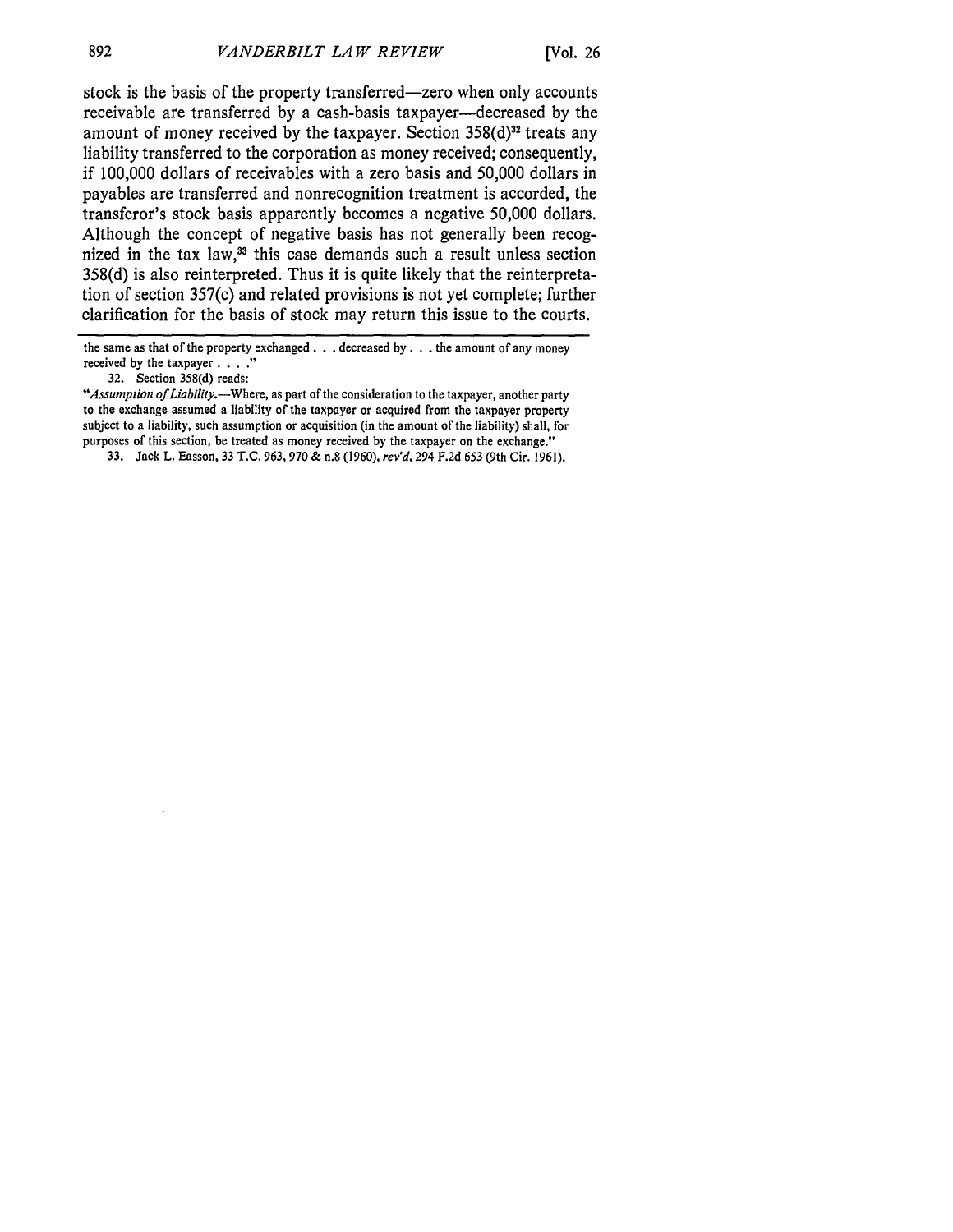stock is the basis of the property transferred—zero when only accounts receivable are transferred by a cash-basis taxpayer—decreased by the amount of money received by the taxpayer. Section 358(d)[32] treats any liability transferred to the corporation as money received; consequently, if 100,000 dollars of receivables with a zero basis and 50,000 dollars in payables are transferred and nonrecognition treatment is accorded, the transferor's stock basis apparently becomes a negative 50,000 dollars. Although the concept of negative basis has not generally been recognized in the tax law,[33] this case demands such a result unless section 358(d) is also reinterpreted. Thus it is quite likely that the reinterpretation of section 357(c) and related provisions is not yet complete; further clarification for the basis of stock may return this issue to the courts.

---

the same as that of the property exchanged . . . decreased by . . . the amount of any money received by the taxpayer . . . ."

32. Section 358(d) reads:

"*Assumption of Liability.*—Where, as part of the consideration to the taxpayer, another party to the exchange assumed a liability of the taxpayer or acquired from the taxpayer property subject to a liability, such assumption or acquisition (in the amount of the liability) shall, for purposes of this section, be treated as money received by the taxpayer on the exchange."

33. Jack L. Easson, 33 T.C. 963, 970 & n.8 (1960), *rev'd*, 294 F.2d 653 (9th Cir. 1961).